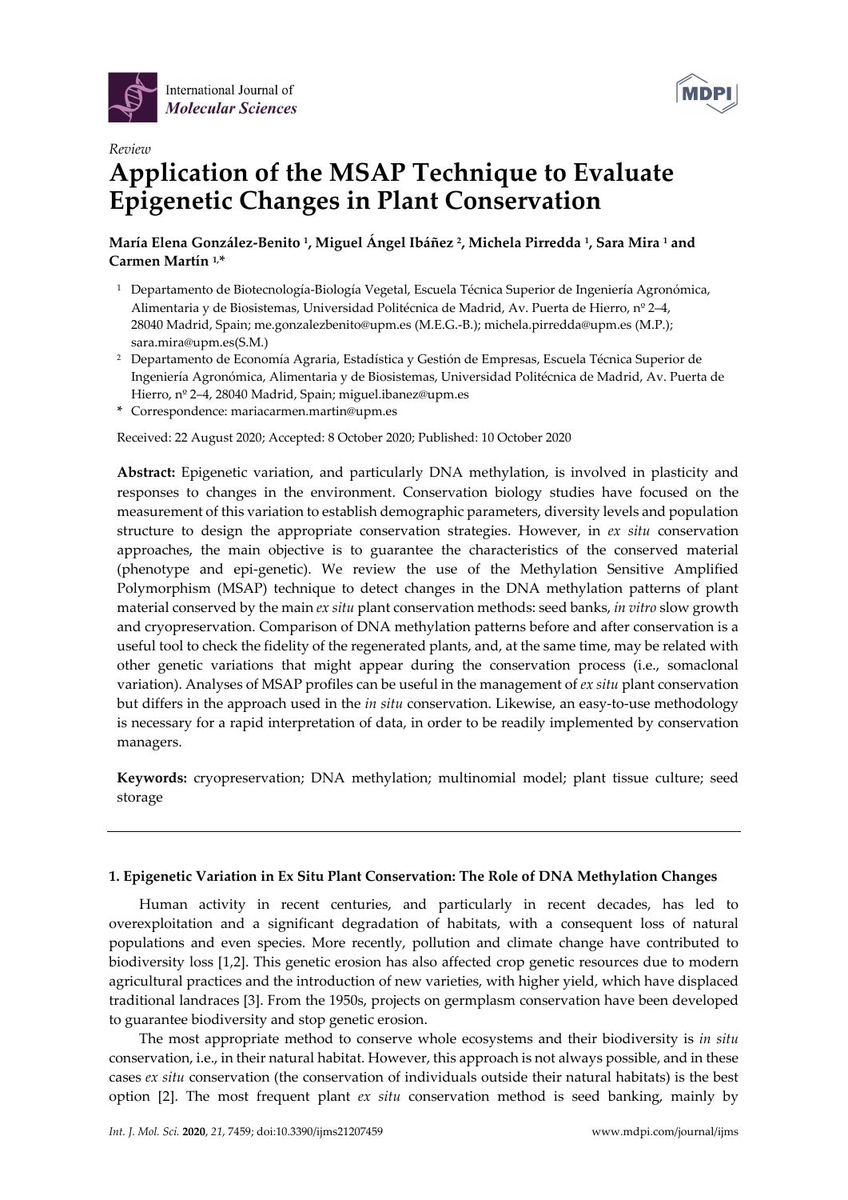International Journal of *Molecular Sciences*

*Review*

# Application of the MSAP Technique to Evaluate Epigenetic Changes in Plant Conservation

**María Elena González-Benito [1], Miguel Ángel Ibáñez [2], Michela Pirredda [1], Sara Mira [1] and Carmen Martín [1,*]**

[1] Departamento de Biotecnología-Biología Vegetal, Escuela Técnica Superior de Ingeniería Agronómica, Alimentaria y de Biosistemas, Universidad Politécnica de Madrid, Av. Puerta de Hierro, nº 2–4, 28040 Madrid, Spain; me.gonzalezbenito@upm.es (M.E.G.-B.); michela.pirredda@upm.es (M.P.); sara.mira@upm.es(S.M.)

[2] Departamento de Economía Agraria, Estadística y Gestión de Empresas, Escuela Técnica Superior de Ingeniería Agronómica, Alimentaria y de Biosistemas, Universidad Politécnica de Madrid, Av. Puerta de Hierro, nº 2–4, 28040 Madrid, Spain; miguel.ibanez@upm.es

\* Correspondence: mariacarmen.martin@upm.es

Received: 22 August 2020; Accepted: 8 October 2020; Published: 10 October 2020

**Abstract:** Epigenetic variation, and particularly DNA methylation, is involved in plasticity and responses to changes in the environment. Conservation biology studies have focused on the measurement of this variation to establish demographic parameters, diversity levels and population structure to design the appropriate conservation strategies. However, in *ex situ* conservation approaches, the main objective is to guarantee the characteristics of the conserved material (phenotype and epi-genetic). We review the use of the Methylation Sensitive Amplified Polymorphism (MSAP) technique to detect changes in the DNA methylation patterns of plant material conserved by the main *ex situ* plant conservation methods: seed banks, *in vitro* slow growth and cryopreservation. Comparison of DNA methylation patterns before and after conservation is a useful tool to check the fidelity of the regenerated plants, and, at the same time, may be related with other genetic variations that might appear during the conservation process (i.e., somaclonal variation). Analyses of MSAP profiles can be useful in the management of *ex situ* plant conservation but differs in the approach used in the *in situ* conservation. Likewise, an easy-to-use methodology is necessary for a rapid interpretation of data, in order to be readily implemented by conservation managers.

**Keywords:** cryopreservation; DNA methylation; multinomial model; plant tissue culture; seed storage

## 1. Epigenetic Variation in Ex Situ Plant Conservation: The Role of DNA Methylation Changes

Human activity in recent centuries, and particularly in recent decades, has led to overexploitation and a significant degradation of habitats, with a consequent loss of natural populations and even species. More recently, pollution and climate change have contributed to biodiversity loss [1,2]. This genetic erosion has also affected crop genetic resources due to modern agricultural practices and the introduction of new varieties, with higher yield, which have displaced traditional landraces [3]. From the 1950s, projects on germplasm conservation have been developed to guarantee biodiversity and stop genetic erosion.

The most appropriate method to conserve whole ecosystems and their biodiversity is *in situ* conservation, i.e., in their natural habitat. However, this approach is not always possible, and in these cases *ex situ* conservation (the conservation of individuals outside their natural habitats) is the best option [2]. The most frequent plant *ex situ* conservation method is seed banking, mainly by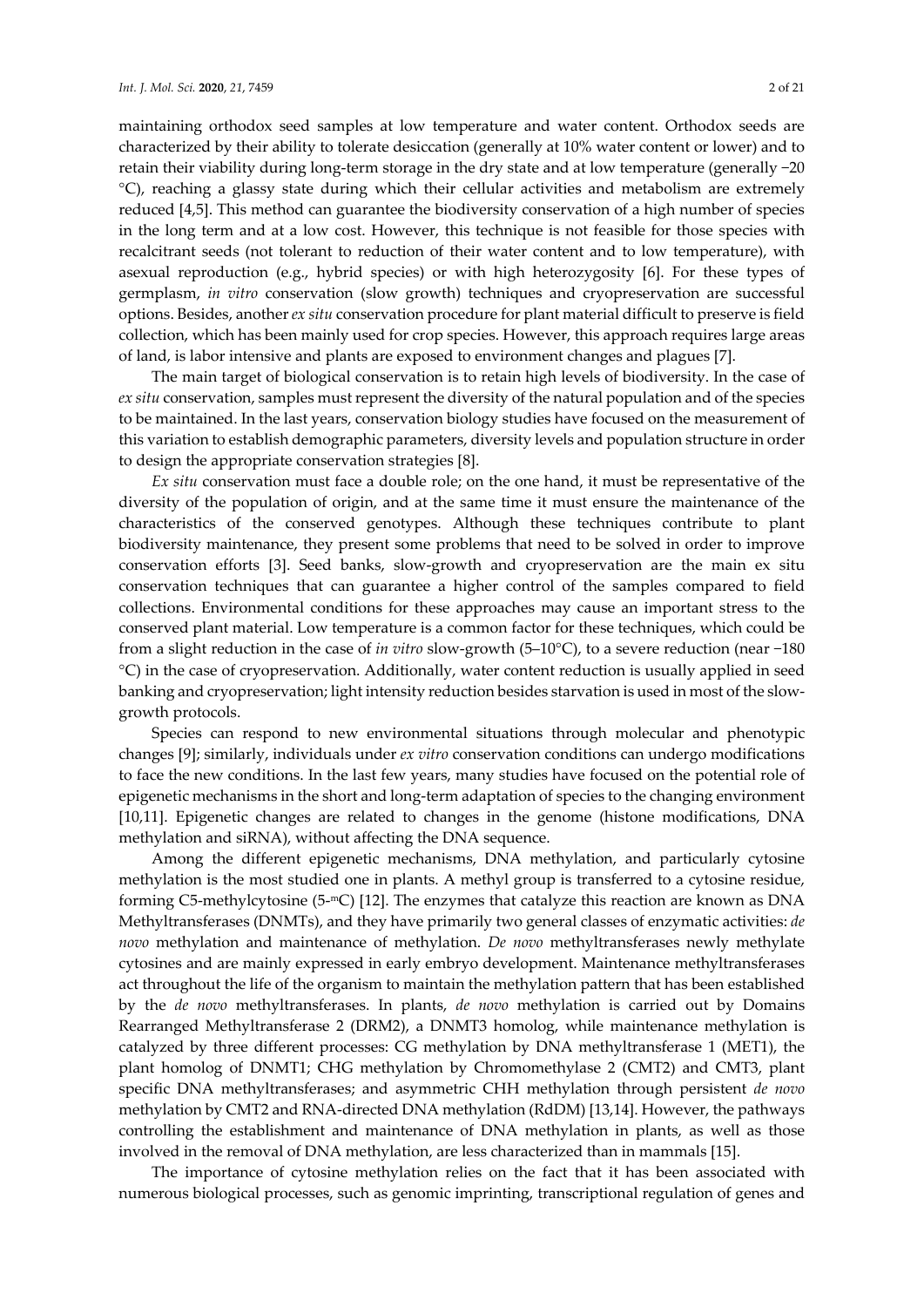maintaining orthodox seed samples at low temperature and water content. Orthodox seeds are characterized by their ability to tolerate desiccation (generally at 10% water content or lower) and to retain their viability during long-term storage in the dry state and at low temperature (generally −20 °C), reaching a glassy state during which their cellular activities and metabolism are extremely reduced [4,5]. This method can guarantee the biodiversity conservation of a high number of species in the long term and at a low cost. However, this technique is not feasible for those species with recalcitrant seeds (not tolerant to reduction of their water content and to low temperature), with asexual reproduction (e.g., hybrid species) or with high heterozygosity [6]. For these types of germplasm, *in vitro* conservation (slow growth) techniques and cryopreservation are successful options. Besides, another *ex situ* conservation procedure for plant material difficult to preserve is field collection, which has been mainly used for crop species. However, this approach requires large areas of land, is labor intensive and plants are exposed to environment changes and plagues [7].

The main target of biological conservation is to retain high levels of biodiversity. In the case of *ex situ* conservation, samples must represent the diversity of the natural population and of the species to be maintained. In the last years, conservation biology studies have focused on the measurement of this variation to establish demographic parameters, diversity levels and population structure in order to design the appropriate conservation strategies [8].

*Ex situ* conservation must face a double role; on the one hand, it must be representative of the diversity of the population of origin, and at the same time it must ensure the maintenance of the characteristics of the conserved genotypes. Although these techniques contribute to plant biodiversity maintenance, they present some problems that need to be solved in order to improve conservation efforts [3]. Seed banks, slow-growth and cryopreservation are the main ex situ conservation techniques that can guarantee a higher control of the samples compared to field collections. Environmental conditions for these approaches may cause an important stress to the conserved plant material. Low temperature is a common factor for these techniques, which could be from a slight reduction in the case of *in vitro* slow-growth (5–10°C), to a severe reduction (near −180 °C) in the case of cryopreservation. Additionally, water content reduction is usually applied in seed banking and cryopreservation; light intensity reduction besides starvation is used in most of the slow-growth protocols.

Species can respond to new environmental situations through molecular and phenotypic changes [9]; similarly, individuals under *ex vitro* conservation conditions can undergo modifications to face the new conditions. In the last few years, many studies have focused on the potential role of epigenetic mechanisms in the short and long-term adaptation of species to the changing environment [10,11]. Epigenetic changes are related to changes in the genome (histone modifications, DNA methylation and siRNA), without affecting the DNA sequence.

Among the different epigenetic mechanisms, DNA methylation, and particularly cytosine methylation is the most studied one in plants. A methyl group is transferred to a cytosine residue, forming C5-methylcytosine (5-$^{m}$C) [12]. The enzymes that catalyze this reaction are known as DNA Methyltransferases (DNMTs), and they have primarily two general classes of enzymatic activities: *de novo* methylation and maintenance of methylation. *De novo* methyltransferases newly methylate cytosines and are mainly expressed in early embryo development. Maintenance methyltransferases act throughout the life of the organism to maintain the methylation pattern that has been established by the *de novo* methyltransferases. In plants, *de novo* methylation is carried out by Domains Rearranged Methyltransferase 2 (DRM2), a DNMT3 homolog, while maintenance methylation is catalyzed by three different processes: CG methylation by DNA methyltransferase 1 (MET1), the plant homolog of DNMT1; CHG methylation by Chromomethylase 2 (CMT2) and CMT3, plant specific DNA methyltransferases; and asymmetric CHH methylation through persistent *de novo* methylation by CMT2 and RNA-directed DNA methylation (RdDM) [13,14]. However, the pathways controlling the establishment and maintenance of DNA methylation in plants, as well as those involved in the removal of DNA methylation, are less characterized than in mammals [15].

The importance of cytosine methylation relies on the fact that it has been associated with numerous biological processes, such as genomic imprinting, transcriptional regulation of genes and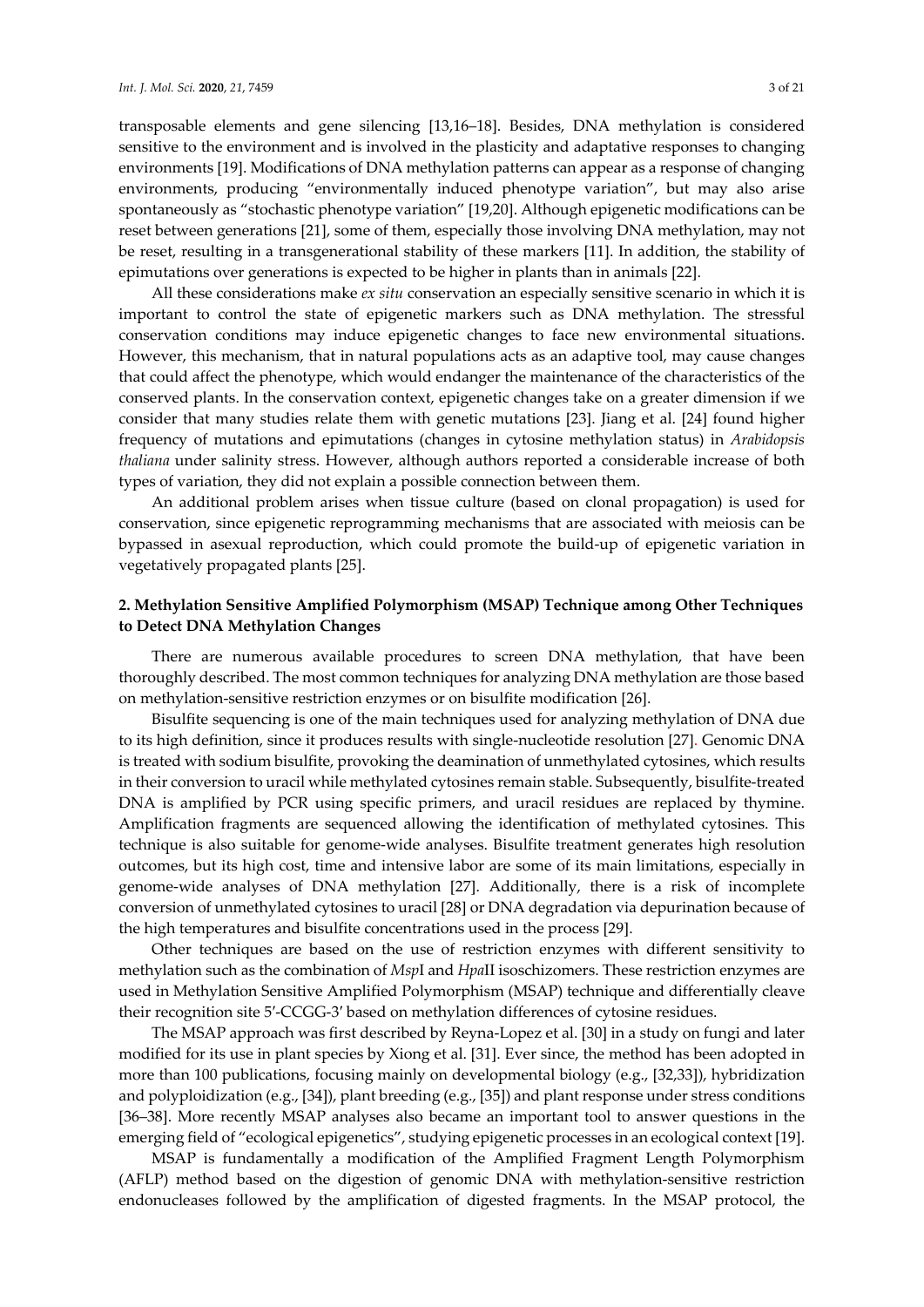transposable elements and gene silencing [13,16–18]. Besides, DNA methylation is considered sensitive to the environment and is involved in the plasticity and adaptative responses to changing environments [19]. Modifications of DNA methylation patterns can appear as a response of changing environments, producing "environmentally induced phenotype variation", but may also arise spontaneously as "stochastic phenotype variation" [19,20]. Although epigenetic modifications can be reset between generations [21], some of them, especially those involving DNA methylation, may not be reset, resulting in a transgenerational stability of these markers [11]. In addition, the stability of epimutations over generations is expected to be higher in plants than in animals [22].

All these considerations make *ex situ* conservation an especially sensitive scenario in which it is important to control the state of epigenetic markers such as DNA methylation. The stressful conservation conditions may induce epigenetic changes to face new environmental situations. However, this mechanism, that in natural populations acts as an adaptive tool, may cause changes that could affect the phenotype, which would endanger the maintenance of the characteristics of the conserved plants. In the conservation context, epigenetic changes take on a greater dimension if we consider that many studies relate them with genetic mutations [23]. Jiang et al. [24] found higher frequency of mutations and epimutations (changes in cytosine methylation status) in *Arabidopsis thaliana* under salinity stress. However, although authors reported a considerable increase of both types of variation, they did not explain a possible connection between them.

An additional problem arises when tissue culture (based on clonal propagation) is used for conservation, since epigenetic reprogramming mechanisms that are associated with meiosis can be bypassed in asexual reproduction, which could promote the build-up of epigenetic variation in vegetatively propagated plants [25].

## 2. Methylation Sensitive Amplified Polymorphism (MSAP) Technique among Other Techniques to Detect DNA Methylation Changes

There are numerous available procedures to screen DNA methylation, that have been thoroughly described. The most common techniques for analyzing DNA methylation are those based on methylation-sensitive restriction enzymes or on bisulfite modification [26].

Bisulfite sequencing is one of the main techniques used for analyzing methylation of DNA due to its high definition, since it produces results with single-nucleotide resolution [27]. Genomic DNA is treated with sodium bisulfite, provoking the deamination of unmethylated cytosines, which results in their conversion to uracil while methylated cytosines remain stable. Subsequently, bisulfite-treated DNA is amplified by PCR using specific primers, and uracil residues are replaced by thymine. Amplification fragments are sequenced allowing the identification of methylated cytosines. This technique is also suitable for genome-wide analyses. Bisulfite treatment generates high resolution outcomes, but its high cost, time and intensive labor are some of its main limitations, especially in genome-wide analyses of DNA methylation [27]. Additionally, there is a risk of incomplete conversion of unmethylated cytosines to uracil [28] or DNA degradation via depurination because of the high temperatures and bisulfite concentrations used in the process [29].

Other techniques are based on the use of restriction enzymes with different sensitivity to methylation such as the combination of *Msp*I and *Hpa*II isoschizomers. These restriction enzymes are used in Methylation Sensitive Amplified Polymorphism (MSAP) technique and differentially cleave their recognition site 5′-CCGG-3′ based on methylation differences of cytosine residues.

The MSAP approach was first described by Reyna-Lopez et al. [30] in a study on fungi and later modified for its use in plant species by Xiong et al. [31]. Ever since, the method has been adopted in more than 100 publications, focusing mainly on developmental biology (e.g., [32,33]), hybridization and polyploidization (e.g., [34]), plant breeding (e.g., [35]) and plant response under stress conditions [36–38]. More recently MSAP analyses also became an important tool to answer questions in the emerging field of "ecological epigenetics", studying epigenetic processes in an ecological context [19].

MSAP is fundamentally a modification of the Amplified Fragment Length Polymorphism (AFLP) method based on the digestion of genomic DNA with methylation-sensitive restriction endonucleases followed by the amplification of digested fragments. In the MSAP protocol, the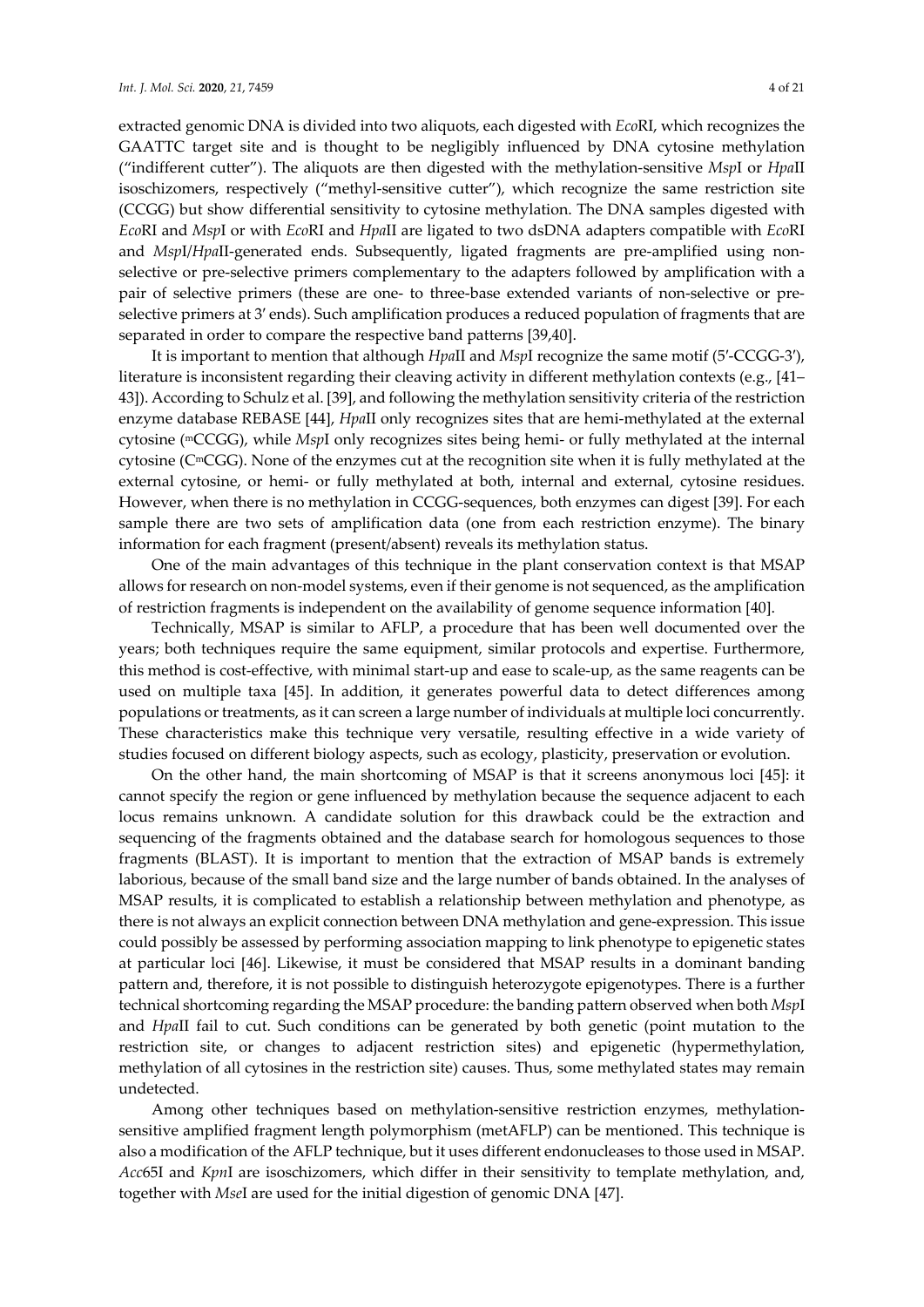extracted genomic DNA is divided into two aliquots, each digested with *Eco*RI, which recognizes the GAATTC target site and is thought to be negligibly influenced by DNA cytosine methylation ("indifferent cutter"). The aliquots are then digested with the methylation-sensitive *Msp*I or *Hpa*II isoschizomers, respectively ("methyl-sensitive cutter"), which recognize the same restriction site (CCGG) but show differential sensitivity to cytosine methylation. The DNA samples digested with *Eco*RI and *Msp*I or with *Eco*RI and *Hpa*II are ligated to two dsDNA adapters compatible with *Eco*RI and *Msp*I/*Hpa*II-generated ends. Subsequently, ligated fragments are pre-amplified using non-selective or pre-selective primers complementary to the adapters followed by amplification with a pair of selective primers (these are one- to three-base extended variants of non-selective or pre-selective primers at 3′ ends). Such amplification produces a reduced population of fragments that are separated in order to compare the respective band patterns [39,40].

It is important to mention that although *Hpa*II and *Msp*I recognize the same motif (5′-CCGG-3′), literature is inconsistent regarding their cleaving activity in different methylation contexts (e.g., [41–43]). According to Schulz et al. [39], and following the methylation sensitivity criteria of the restriction enzyme database REBASE [44], *Hpa*II only recognizes sites that are hemi-methylated at the external cytosine ($^{m}$CCGG), while *Msp*I only recognizes sites being hemi- or fully methylated at the internal cytosine (C$^{m}$CGG). None of the enzymes cut at the recognition site when it is fully methylated at the external cytosine, or hemi- or fully methylated at both, internal and external, cytosine residues. However, when there is no methylation in CCGG-sequences, both enzymes can digest [39]. For each sample there are two sets of amplification data (one from each restriction enzyme). The binary information for each fragment (present/absent) reveals its methylation status.

One of the main advantages of this technique in the plant conservation context is that MSAP allows for research on non-model systems, even if their genome is not sequenced, as the amplification of restriction fragments is independent on the availability of genome sequence information [40].

Technically, MSAP is similar to AFLP, a procedure that has been well documented over the years; both techniques require the same equipment, similar protocols and expertise. Furthermore, this method is cost-effective, with minimal start-up and ease to scale-up, as the same reagents can be used on multiple taxa [45]. In addition, it generates powerful data to detect differences among populations or treatments, as it can screen a large number of individuals at multiple loci concurrently. These characteristics make this technique very versatile, resulting effective in a wide variety of studies focused on different biology aspects, such as ecology, plasticity, preservation or evolution.

On the other hand, the main shortcoming of MSAP is that it screens anonymous loci [45]: it cannot specify the region or gene influenced by methylation because the sequence adjacent to each locus remains unknown. A candidate solution for this drawback could be the extraction and sequencing of the fragments obtained and the database search for homologous sequences to those fragments (BLAST). It is important to mention that the extraction of MSAP bands is extremely laborious, because of the small band size and the large number of bands obtained. In the analyses of MSAP results, it is complicated to establish a relationship between methylation and phenotype, as there is not always an explicit connection between DNA methylation and gene-expression. This issue could possibly be assessed by performing association mapping to link phenotype to epigenetic states at particular loci [46]. Likewise, it must be considered that MSAP results in a dominant banding pattern and, therefore, it is not possible to distinguish heterozygote epigenotypes. There is a further technical shortcoming regarding the MSAP procedure: the banding pattern observed when both *Msp*I and *Hpa*II fail to cut. Such conditions can be generated by both genetic (point mutation to the restriction site, or changes to adjacent restriction sites) and epigenetic (hypermethylation, methylation of all cytosines in the restriction site) causes. Thus, some methylated states may remain undetected.

Among other techniques based on methylation-sensitive restriction enzymes, methylation-sensitive amplified fragment length polymorphism (metAFLP) can be mentioned. This technique is also a modification of the AFLP technique, but it uses different endonucleases to those used in MSAP. *Acc*65I and *Kpn*I are isoschizomers, which differ in their sensitivity to template methylation, and, together with *Mse*I are used for the initial digestion of genomic DNA [47].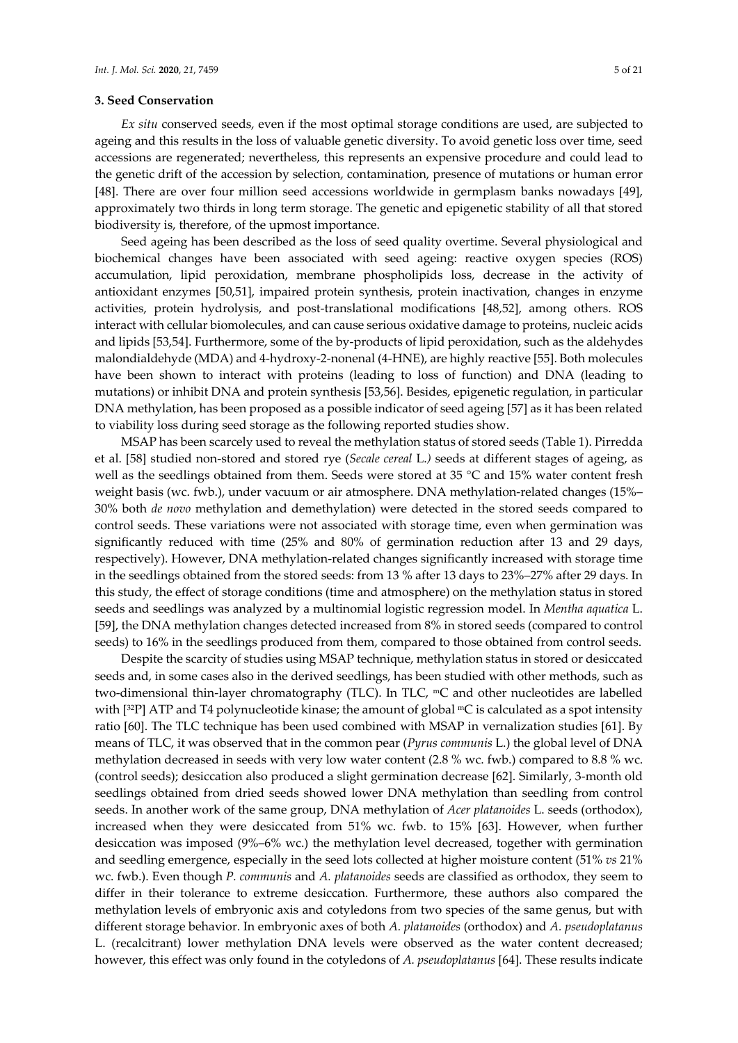## 3. Seed Conservation

*Ex situ* conserved seeds, even if the most optimal storage conditions are used, are subjected to ageing and this results in the loss of valuable genetic diversity. To avoid genetic loss over time, seed accessions are regenerated; nevertheless, this represents an expensive procedure and could lead to the genetic drift of the accession by selection, contamination, presence of mutations or human error [48]. There are over four million seed accessions worldwide in germplasm banks nowadays [49], approximately two thirds in long term storage. The genetic and epigenetic stability of all that stored biodiversity is, therefore, of the upmost importance.

Seed ageing has been described as the loss of seed quality overtime. Several physiological and biochemical changes have been associated with seed ageing: reactive oxygen species (ROS) accumulation, lipid peroxidation, membrane phospholipids loss, decrease in the activity of antioxidant enzymes [50,51], impaired protein synthesis, protein inactivation, changes in enzyme activities, protein hydrolysis, and post-translational modifications [48,52], among others. ROS interact with cellular biomolecules, and can cause serious oxidative damage to proteins, nucleic acids and lipids [53,54]. Furthermore, some of the by-products of lipid peroxidation, such as the aldehydes malondialdehyde (MDA) and 4-hydroxy-2-nonenal (4-HNE), are highly reactive [55]. Both molecules have been shown to interact with proteins (leading to loss of function) and DNA (leading to mutations) or inhibit DNA and protein synthesis [53,56]. Besides, epigenetic regulation, in particular DNA methylation, has been proposed as a possible indicator of seed ageing [57] as it has been related to viability loss during seed storage as the following reported studies show.

MSAP has been scarcely used to reveal the methylation status of stored seeds (Table 1). Pirredda et al. [58] studied non-stored and stored rye (*Secale cereal* L.) seeds at different stages of ageing, as well as the seedlings obtained from them. Seeds were stored at 35 °C and 15% water content fresh weight basis (wc. fwb.), under vacuum or air atmosphere. DNA methylation-related changes (15%–30% both *de novo* methylation and demethylation) were detected in the stored seeds compared to control seeds. These variations were not associated with storage time, even when germination was significantly reduced with time (25% and 80% of germination reduction after 13 and 29 days, respectively). However, DNA methylation-related changes significantly increased with storage time in the seedlings obtained from the stored seeds: from 13 % after 13 days to 23%–27% after 29 days. In this study, the effect of storage conditions (time and atmosphere) on the methylation status in stored seeds and seedlings was analyzed by a multinomial logistic regression model. In *Mentha aquatica* L. [59], the DNA methylation changes detected increased from 8% in stored seeds (compared to control seeds) to 16% in the seedlings produced from them, compared to those obtained from control seeds.

Despite the scarcity of studies using MSAP technique, methylation status in stored or desiccated seeds and, in some cases also in the derived seedlings, has been studied with other methods, such as two-dimensional thin-layer chromatography (TLC). In TLC, $^{m}$C and other nucleotides are labelled with [$^{32}$P] ATP and T4 polynucleotide kinase; the amount of global $^{m}$C is calculated as a spot intensity ratio [60]. The TLC technique has been used combined with MSAP in vernalization studies [61]. By means of TLC, it was observed that in the common pear (*Pyrus communis* L.) the global level of DNA methylation decreased in seeds with very low water content (2.8 % wc. fwb.) compared to 8.8 % wc. (control seeds); desiccation also produced a slight germination decrease [62]. Similarly, 3-month old seedlings obtained from dried seeds showed lower DNA methylation than seedling from control seeds. In another work of the same group, DNA methylation of *Acer platanoides* L. seeds (orthodox), increased when they were desiccated from 51% wc. fwb. to 15% [63]. However, when further desiccation was imposed (9%–6% wc.) the methylation level decreased, together with germination and seedling emergence, especially in the seed lots collected at higher moisture content (51% *vs* 21% wc. fwb.). Even though *P. communis* and *A. platanoides* seeds are classified as orthodox, they seem to differ in their tolerance to extreme desiccation. Furthermore, these authors also compared the methylation levels of embryonic axis and cotyledons from two species of the same genus, but with different storage behavior. In embryonic axes of both *A. platanoides* (orthodox) and *A. pseudoplatanus* L. (recalcitrant) lower methylation DNA levels were observed as the water content decreased; however, this effect was only found in the cotyledons of *A. pseudoplatanus* [64]. These results indicate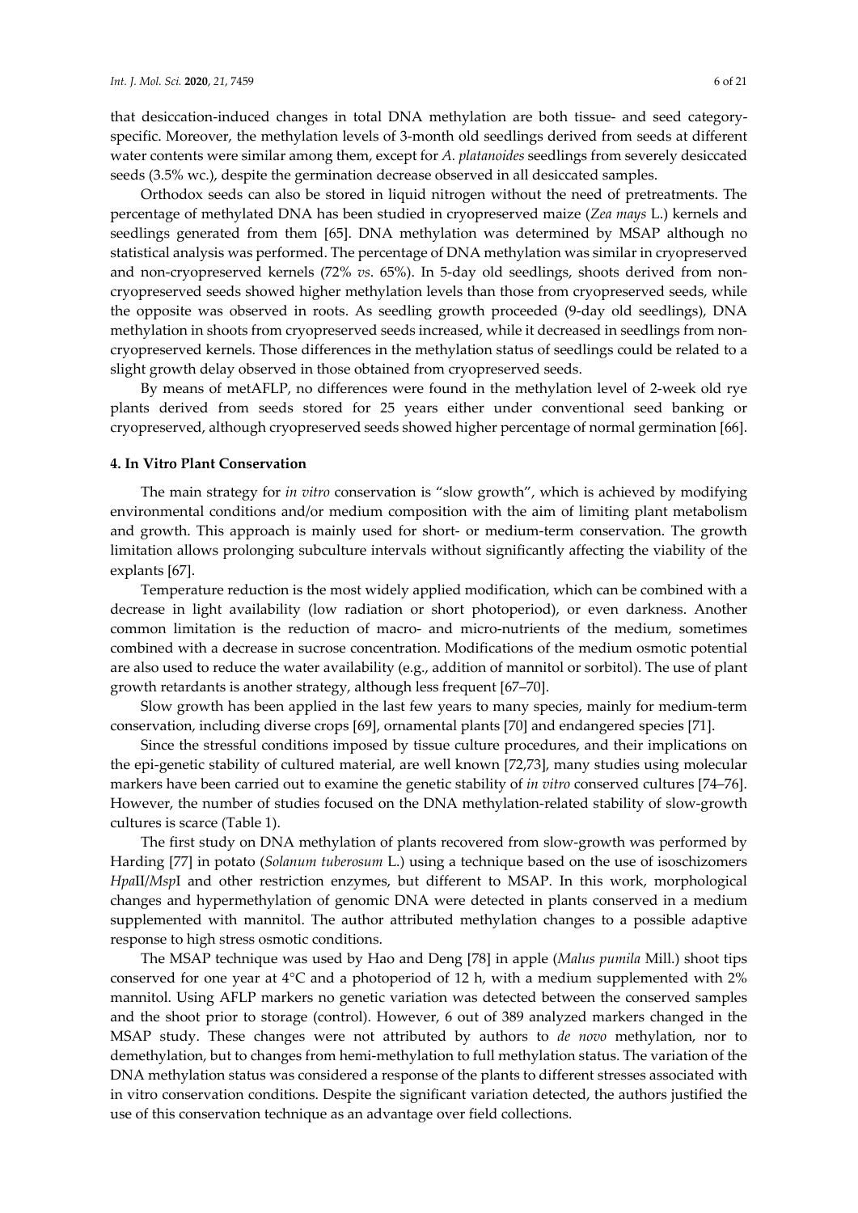that desiccation-induced changes in total DNA methylation are both tissue- and seed category-specific. Moreover, the methylation levels of 3-month old seedlings derived from seeds at different water contents were similar among them, except for *A. platanoides* seedlings from severely desiccated seeds (3.5% wc.), despite the germination decrease observed in all desiccated samples.

Orthodox seeds can also be stored in liquid nitrogen without the need of pretreatments. The percentage of methylated DNA has been studied in cryopreserved maize (*Zea mays* L.) kernels and seedlings generated from them [65]. DNA methylation was determined by MSAP although no statistical analysis was performed. The percentage of DNA methylation was similar in cryopreserved and non-cryopreserved kernels (72% *vs*. 65%). In 5-day old seedlings, shoots derived from non-cryopreserved seeds showed higher methylation levels than those from cryopreserved seeds, while the opposite was observed in roots. As seedling growth proceeded (9-day old seedlings), DNA methylation in shoots from cryopreserved seeds increased, while it decreased in seedlings from non-cryopreserved kernels. Those differences in the methylation status of seedlings could be related to a slight growth delay observed in those obtained from cryopreserved seeds.

By means of metAFLP, no differences were found in the methylation level of 2-week old rye plants derived from seeds stored for 25 years either under conventional seed banking or cryopreserved, although cryopreserved seeds showed higher percentage of normal germination [66].

## 4. In Vitro Plant Conservation

The main strategy for *in vitro* conservation is "slow growth", which is achieved by modifying environmental conditions and/or medium composition with the aim of limiting plant metabolism and growth. This approach is mainly used for short- or medium-term conservation. The growth limitation allows prolonging subculture intervals without significantly affecting the viability of the explants [67].

Temperature reduction is the most widely applied modification, which can be combined with a decrease in light availability (low radiation or short photoperiod), or even darkness. Another common limitation is the reduction of macro- and micro-nutrients of the medium, sometimes combined with a decrease in sucrose concentration. Modifications of the medium osmotic potential are also used to reduce the water availability (e.g., addition of mannitol or sorbitol). The use of plant growth retardants is another strategy, although less frequent [67–70].

Slow growth has been applied in the last few years to many species, mainly for medium-term conservation, including diverse crops [69], ornamental plants [70] and endangered species [71].

Since the stressful conditions imposed by tissue culture procedures, and their implications on the epi-genetic stability of cultured material, are well known [72,73], many studies using molecular markers have been carried out to examine the genetic stability of *in vitro* conserved cultures [74–76]. However, the number of studies focused on the DNA methylation-related stability of slow-growth cultures is scarce (Table 1).

The first study on DNA methylation of plants recovered from slow-growth was performed by Harding [77] in potato (*Solanum tuberosum* L.) using a technique based on the use of isoschizomers *Hpa*II/*Msp*I and other restriction enzymes, but different to MSAP. In this work, morphological changes and hypermethylation of genomic DNA were detected in plants conserved in a medium supplemented with mannitol. The author attributed methylation changes to a possible adaptive response to high stress osmotic conditions.

The MSAP technique was used by Hao and Deng [78] in apple (*Malus pumila* Mill.) shoot tips conserved for one year at 4°C and a photoperiod of 12 h, with a medium supplemented with 2% mannitol. Using AFLP markers no genetic variation was detected between the conserved samples and the shoot prior to storage (control). However, 6 out of 389 analyzed markers changed in the MSAP study. These changes were not attributed by authors to *de novo* methylation, nor to demethylation, but to changes from hemi-methylation to full methylation status. The variation of the DNA methylation status was considered a response of the plants to different stresses associated with in vitro conservation conditions. Despite the significant variation detected, the authors justified the use of this conservation technique as an advantage over field collections.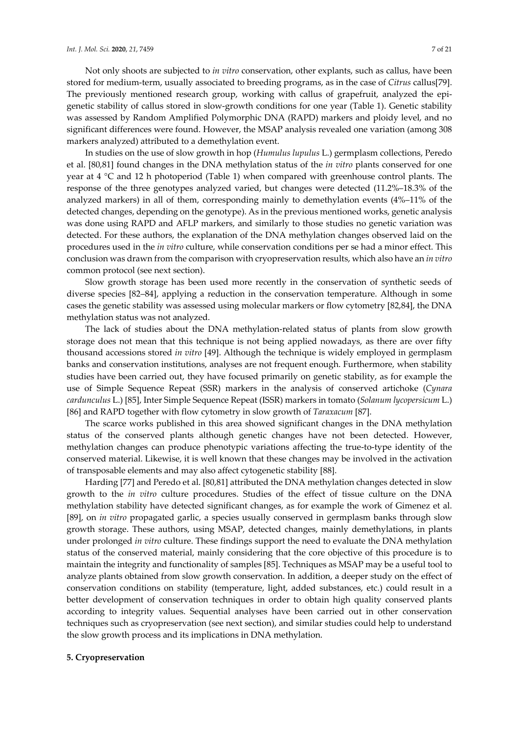Not only shoots are subjected to *in vitro* conservation, other explants, such as callus, have been stored for medium-term, usually associated to breeding programs, as in the case of *Citrus* callus[79]. The previously mentioned research group, working with callus of grapefruit, analyzed the epigenetic stability of callus stored in slow-growth conditions for one year (Table 1). Genetic stability was assessed by Random Amplified Polymorphic DNA (RAPD) markers and ploidy level, and no significant differences were found. However, the MSAP analysis revealed one variation (among 308 markers analyzed) attributed to a demethylation event.

In studies on the use of slow growth in hop (*Humulus lupulus* L.) germplasm collections, Peredo et al. [80,81] found changes in the DNA methylation status of the *in vitro* plants conserved for one year at 4 °C and 12 h photoperiod (Table 1) when compared with greenhouse control plants. The response of the three genotypes analyzed varied, but changes were detected (11.2%–18.3% of the analyzed markers) in all of them, corresponding mainly to demethylation events (4%–11% of the detected changes, depending on the genotype). As in the previous mentioned works, genetic analysis was done using RAPD and AFLP markers, and similarly to those studies no genetic variation was detected. For these authors, the explanation of the DNA methylation changes observed laid on the procedures used in the *in vitro* culture, while conservation conditions per se had a minor effect. This conclusion was drawn from the comparison with cryopreservation results, which also have an *in vitro* common protocol (see next section).

Slow growth storage has been used more recently in the conservation of synthetic seeds of diverse species [82–84], applying a reduction in the conservation temperature. Although in some cases the genetic stability was assessed using molecular markers or flow cytometry [82,84], the DNA methylation status was not analyzed.

The lack of studies about the DNA methylation-related status of plants from slow growth storage does not mean that this technique is not being applied nowadays, as there are over fifty thousand accessions stored *in vitro* [49]. Although the technique is widely employed in germplasm banks and conservation institutions, analyses are not frequent enough. Furthermore, when stability studies have been carried out, they have focused primarily on genetic stability, as for example the use of Simple Sequence Repeat (SSR) markers in the analysis of conserved artichoke (*Cynara cardunculus* L.) [85], Inter Simple Sequence Repeat (ISSR) markers in tomato (*Solanum lycopersicum* L.) [86] and RAPD together with flow cytometry in slow growth of *Taraxacum* [87].

The scarce works published in this area showed significant changes in the DNA methylation status of the conserved plants although genetic changes have not been detected. However, methylation changes can produce phenotypic variations affecting the true-to-type identity of the conserved material. Likewise, it is well known that these changes may be involved in the activation of transposable elements and may also affect cytogenetic stability [88].

Harding [77] and Peredo et al. [80,81] attributed the DNA methylation changes detected in slow growth to the *in vitro* culture procedures. Studies of the effect of tissue culture on the DNA methylation stability have detected significant changes, as for example the work of Gimenez et al. [89], on *in vitro* propagated garlic, a species usually conserved in germplasm banks through slow growth storage. These authors, using MSAP, detected changes, mainly demethylations, in plants under prolonged *in vitro* culture. These findings support the need to evaluate the DNA methylation status of the conserved material, mainly considering that the core objective of this procedure is to maintain the integrity and functionality of samples [85]. Techniques as MSAP may be a useful tool to analyze plants obtained from slow growth conservation. In addition, a deeper study on the effect of conservation conditions on stability (temperature, light, added substances, etc.) could result in a better development of conservation techniques in order to obtain high quality conserved plants according to integrity values. Sequential analyses have been carried out in other conservation techniques such as cryopreservation (see next section), and similar studies could help to understand the slow growth process and its implications in DNA methylation.

## 5. Cryopreservation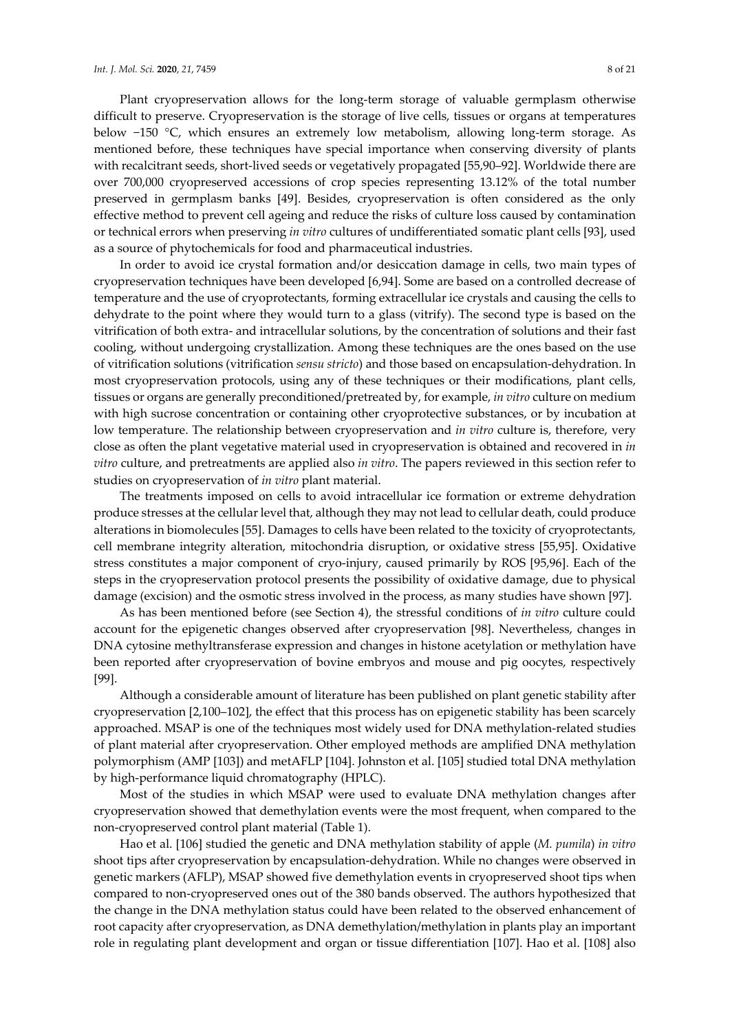Plant cryopreservation allows for the long-term storage of valuable germplasm otherwise difficult to preserve. Cryopreservation is the storage of live cells, tissues or organs at temperatures below −150 °C, which ensures an extremely low metabolism, allowing long-term storage. As mentioned before, these techniques have special importance when conserving diversity of plants with recalcitrant seeds, short-lived seeds or vegetatively propagated [55,90–92]. Worldwide there are over 700,000 cryopreserved accessions of crop species representing 13.12% of the total number preserved in germplasm banks [49]. Besides, cryopreservation is often considered as the only effective method to prevent cell ageing and reduce the risks of culture loss caused by contamination or technical errors when preserving *in vitro* cultures of undifferentiated somatic plant cells [93], used as a source of phytochemicals for food and pharmaceutical industries.

In order to avoid ice crystal formation and/or desiccation damage in cells, two main types of cryopreservation techniques have been developed [6,94]. Some are based on a controlled decrease of temperature and the use of cryoprotectants, forming extracellular ice crystals and causing the cells to dehydrate to the point where they would turn to a glass (vitrify). The second type is based on the vitrification of both extra- and intracellular solutions, by the concentration of solutions and their fast cooling, without undergoing crystallization. Among these techniques are the ones based on the use of vitrification solutions (vitrification *sensu stricto*) and those based on encapsulation-dehydration. In most cryopreservation protocols, using any of these techniques or their modifications, plant cells, tissues or organs are generally preconditioned/pretreated by, for example, *in vitro* culture on medium with high sucrose concentration or containing other cryoprotective substances, or by incubation at low temperature. The relationship between cryopreservation and *in vitro* culture is, therefore, very close as often the plant vegetative material used in cryopreservation is obtained and recovered in *in vitro* culture, and pretreatments are applied also *in vitro*. The papers reviewed in this section refer to studies on cryopreservation of *in vitro* plant material.

The treatments imposed on cells to avoid intracellular ice formation or extreme dehydration produce stresses at the cellular level that, although they may not lead to cellular death, could produce alterations in biomolecules [55]. Damages to cells have been related to the toxicity of cryoprotectants, cell membrane integrity alteration, mitochondria disruption, or oxidative stress [55,95]. Oxidative stress constitutes a major component of cryo-injury, caused primarily by ROS [95,96]. Each of the steps in the cryopreservation protocol presents the possibility of oxidative damage, due to physical damage (excision) and the osmotic stress involved in the process, as many studies have shown [97].

As has been mentioned before (see Section 4), the stressful conditions of *in vitro* culture could account for the epigenetic changes observed after cryopreservation [98]. Nevertheless, changes in DNA cytosine methyltransferase expression and changes in histone acetylation or methylation have been reported after cryopreservation of bovine embryos and mouse and pig oocytes, respectively [99].

Although a considerable amount of literature has been published on plant genetic stability after cryopreservation [2,100–102], the effect that this process has on epigenetic stability has been scarcely approached. MSAP is one of the techniques most widely used for DNA methylation-related studies of plant material after cryopreservation. Other employed methods are amplified DNA methylation polymorphism (AMP [103]) and metAFLP [104]. Johnston et al. [105] studied total DNA methylation by high-performance liquid chromatography (HPLC).

Most of the studies in which MSAP were used to evaluate DNA methylation changes after cryopreservation showed that demethylation events were the most frequent, when compared to the non-cryopreserved control plant material (Table 1).

Hao et al. [106] studied the genetic and DNA methylation stability of apple (*M. pumila*) *in vitro* shoot tips after cryopreservation by encapsulation-dehydration. While no changes were observed in genetic markers (AFLP), MSAP showed five demethylation events in cryopreserved shoot tips when compared to non-cryopreserved ones out of the 380 bands observed. The authors hypothesized that the change in the DNA methylation status could have been related to the observed enhancement of root capacity after cryopreservation, as DNA demethylation/methylation in plants play an important role in regulating plant development and organ or tissue differentiation [107]. Hao et al. [108] also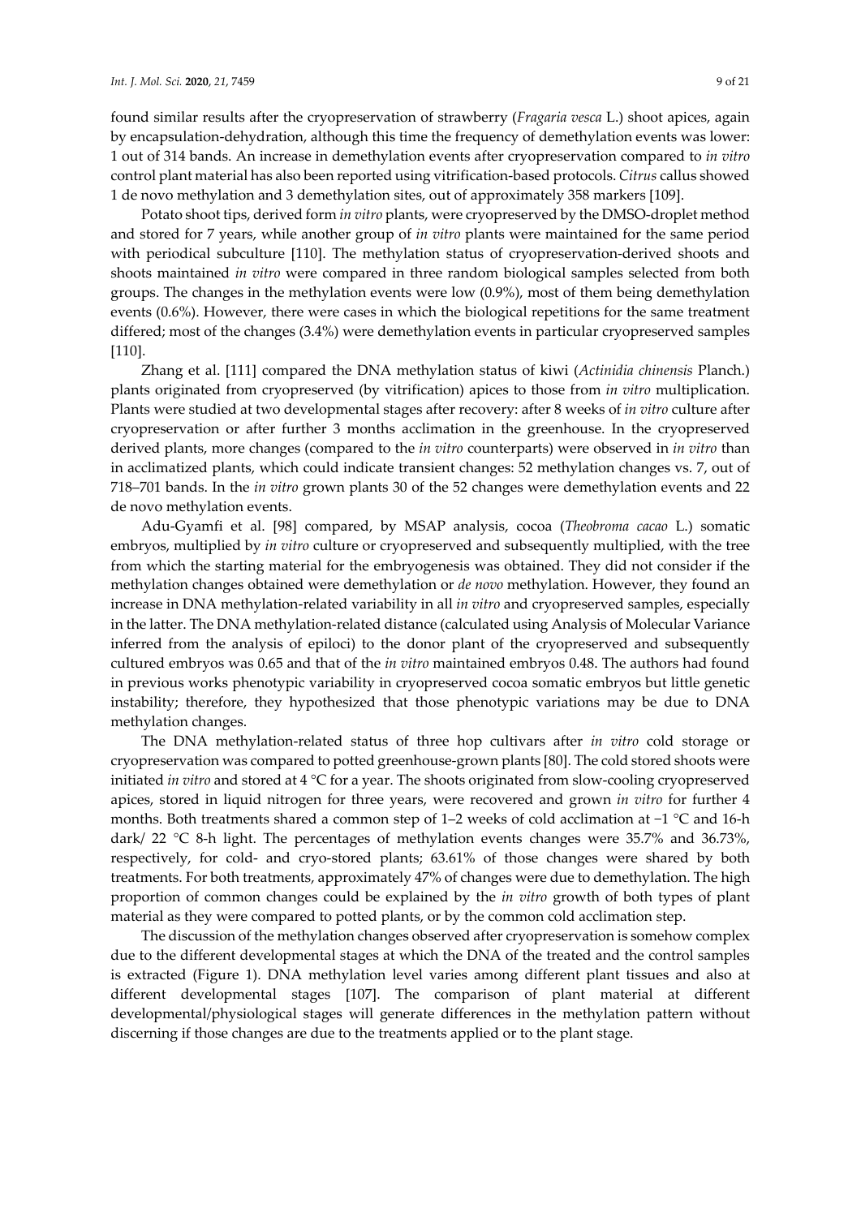found similar results after the cryopreservation of strawberry (*Fragaria vesca* L.) shoot apices, again by encapsulation-dehydration, although this time the frequency of demethylation events was lower: 1 out of 314 bands. An increase in demethylation events after cryopreservation compared to *in vitro* control plant material has also been reported using vitrification-based protocols. *Citrus* callus showed 1 de novo methylation and 3 demethylation sites, out of approximately 358 markers [109].

Potato shoot tips, derived form *in vitro* plants, were cryopreserved by the DMSO-droplet method and stored for 7 years, while another group of *in vitro* plants were maintained for the same period with periodical subculture [110]. The methylation status of cryopreservation-derived shoots and shoots maintained *in vitro* were compared in three random biological samples selected from both groups. The changes in the methylation events were low (0.9%), most of them being demethylation events (0.6%). However, there were cases in which the biological repetitions for the same treatment differed; most of the changes (3.4%) were demethylation events in particular cryopreserved samples [110].

Zhang et al. [111] compared the DNA methylation status of kiwi (*Actinidia chinensis* Planch.) plants originated from cryopreserved (by vitrification) apices to those from *in vitro* multiplication. Plants were studied at two developmental stages after recovery: after 8 weeks of *in vitro* culture after cryopreservation or after further 3 months acclimation in the greenhouse. In the cryopreserved derived plants, more changes (compared to the *in vitro* counterparts) were observed in *in vitro* than in acclimatized plants, which could indicate transient changes: 52 methylation changes vs. 7, out of 718–701 bands. In the *in vitro* grown plants 30 of the 52 changes were demethylation events and 22 de novo methylation events.

Adu-Gyamfi et al. [98] compared, by MSAP analysis, cocoa (*Theobroma cacao* L.) somatic embryos, multiplied by *in vitro* culture or cryopreserved and subsequently multiplied, with the tree from which the starting material for the embryogenesis was obtained. They did not consider if the methylation changes obtained were demethylation or *de novo* methylation. However, they found an increase in DNA methylation-related variability in all *in vitro* and cryopreserved samples, especially in the latter. The DNA methylation-related distance (calculated using Analysis of Molecular Variance inferred from the analysis of epiloci) to the donor plant of the cryopreserved and subsequently cultured embryos was 0.65 and that of the *in vitro* maintained embryos 0.48. The authors had found in previous works phenotypic variability in cryopreserved cocoa somatic embryos but little genetic instability; therefore, they hypothesized that those phenotypic variations may be due to DNA methylation changes.

The DNA methylation-related status of three hop cultivars after *in vitro* cold storage or cryopreservation was compared to potted greenhouse-grown plants [80]. The cold stored shoots were initiated *in vitro* and stored at 4 °C for a year. The shoots originated from slow-cooling cryopreserved apices, stored in liquid nitrogen for three years, were recovered and grown *in vitro* for further 4 months. Both treatments shared a common step of 1–2 weeks of cold acclimation at −1 °C and 16-h dark/ 22 °C 8-h light. The percentages of methylation events changes were 35.7% and 36.73%, respectively, for cold- and cryo-stored plants; 63.61% of those changes were shared by both treatments. For both treatments, approximately 47% of changes were due to demethylation. The high proportion of common changes could be explained by the *in vitro* growth of both types of plant material as they were compared to potted plants, or by the common cold acclimation step.

The discussion of the methylation changes observed after cryopreservation is somehow complex due to the different developmental stages at which the DNA of the treated and the control samples is extracted (Figure 1). DNA methylation level varies among different plant tissues and also at different developmental stages [107]. The comparison of plant material at different developmental/physiological stages will generate differences in the methylation pattern without discerning if those changes are due to the treatments applied or to the plant stage.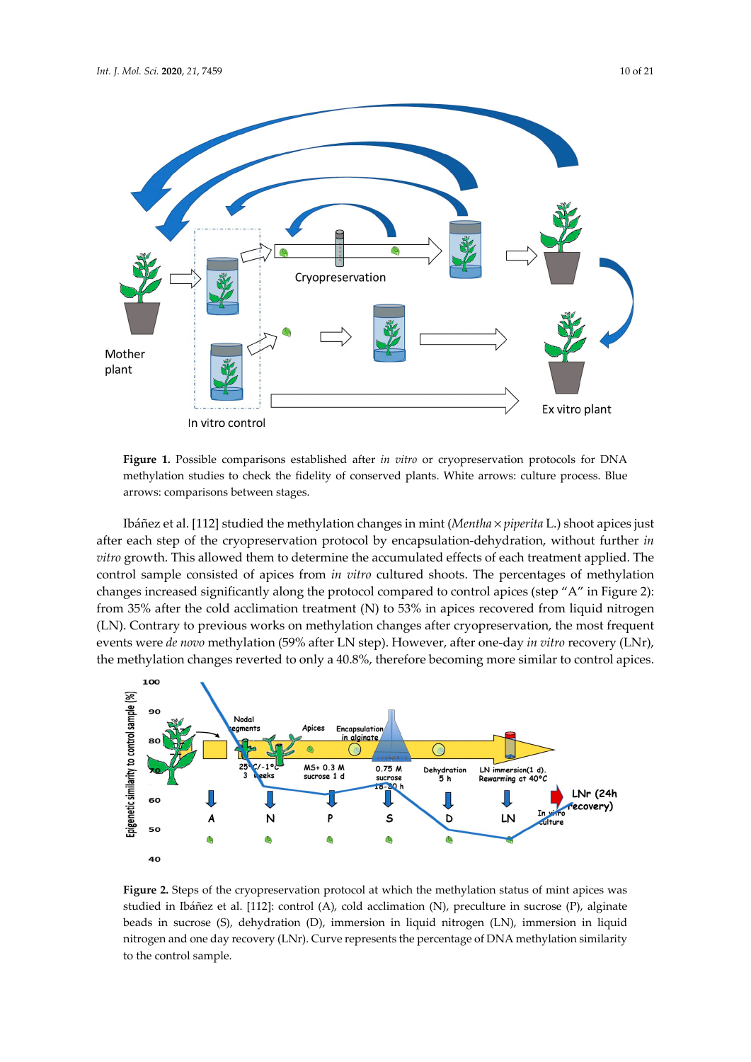**Figure 1.** Possible comparisons established after *in vitro* or cryopreservation protocols for DNA methylation studies to check the fidelity of conserved plants. White arrows: culture process. Blue arrows: comparisons between stages.

Ibáñez et al. [112] studied the methylation changes in mint (*Mentha × piperita* L.) shoot apices just after each step of the cryopreservation protocol by encapsulation-dehydration, without further *in vitro* growth. This allowed them to determine the accumulated effects of each treatment applied. The control sample consisted of apices from *in vitro* cultured shoots. The percentages of methylation changes increased significantly along the protocol compared to control apices (step "A" in Figure 2): from 35% after the cold acclimation treatment (N) to 53% in apices recovered from liquid nitrogen (LN). Contrary to previous works on methylation changes after cryopreservation, the most frequent events were *de novo* methylation (59% after LN step). However, after one-day *in vitro* recovery (LNr), the methylation changes reverted to only a 40.8%, therefore becoming more similar to control apices.

**Figure 2.** Steps of the cryopreservation protocol at which the methylation status of mint apices was studied in Ibáñez et al. [112]: control (A), cold acclimation (N), preculture in sucrose (P), alginate beads in sucrose (S), dehydration (D), immersion in liquid nitrogen (LN), immersion in liquid nitrogen and one day recovery (LNr). Curve represents the percentage of DNA methylation similarity to the control sample.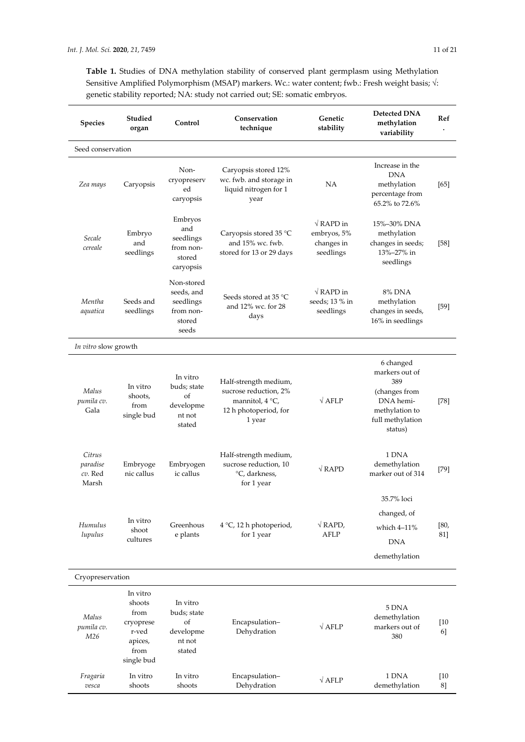**Table 1.** Studies of DNA methylation stability of conserved plant germplasm using Methylation Sensitive Amplified Polymorphism (MSAP) markers. Wc.: water content; fwb.: Fresh weight basis; √: genetic stability reported; NA: study not carried out; SE: somatic embryos.

| Species | Studied organ | Control | Conservation technique | Genetic stability | Detected DNA methylation variability | Ref. |
|---|---|---|---|---|---|---|
| Seed conservation | | | | | | |
| *Zea mays* | Caryopsis | Non-cryopreserved caryopsis | Caryopsis stored 12% wc. fwb. and storage in liquid nitrogen for 1 year | NA | Increase in the DNA methylation percentage from 65.2% to 72.6% | [65] |
| *Secale cereale* | Embryo and seedlings | Embryos and seedlings from non-stored caryopsis | Caryopsis stored 35 °C and 15% wc. fwb. stored for 13 or 29 days | √ RAPD in embryos, 5% changes in seedlings | 15%–30% DNA methylation changes in seeds; 13%–27% in seedlings | [58] |
| *Mentha aquatica* | Seeds and seedlings | Non-stored seeds, and seedlings from non-stored seeds | Seeds stored at 35 °C and 12% wc. for 28 days | √ RAPD in seeds; 13 % in seedlings | 8% DNA methylation changes in seeds, 16% in seedlings | [59] |
| *In vitro* slow growth | | | | | | |
| *Malus pumila cv.* Gala | In vitro shoots, from single bud | In vitro buds; state of development not stated | Half-strength medium, sucrose reduction, 2% mannitol, 4 °C, 12 h photoperiod, for 1 year | √ AFLP | 6 changed markers out of 389 (changes from DNA hemi-methylation to full methylation status) | [78] |
| *Citrus paradise cv.* Red Marsh | Embryogenic callus | Embryogenic callus | Half-strength medium, sucrose reduction, 10 °C, darkness, for 1 year | √ RAPD | 1 DNA demethylation marker out of 314 | [79] |
| *Humulus lupulus* | In vitro shoot cultures | Greenhouse plants | 4 °C, 12 h photoperiod, for 1 year | √ RAPD, AFLP | 35.7% loci changed, of which 4–11% DNA demethylation | [80, 81] |
| Cryopreservation | | | | | | |
| *Malus pumila cv. M26* | In vitro shoots from cryopreserved apices, from single bud | In vitro buds; state of development not stated | Encapsulation–Dehydration | √ AFLP | 5 DNA demethylation markers out of 380 | [106] |
| *Fragaria vesca* | In vitro shoots | In vitro shoots | Encapsulation–Dehydration | √ AFLP | 1 DNA demethylation | [108] |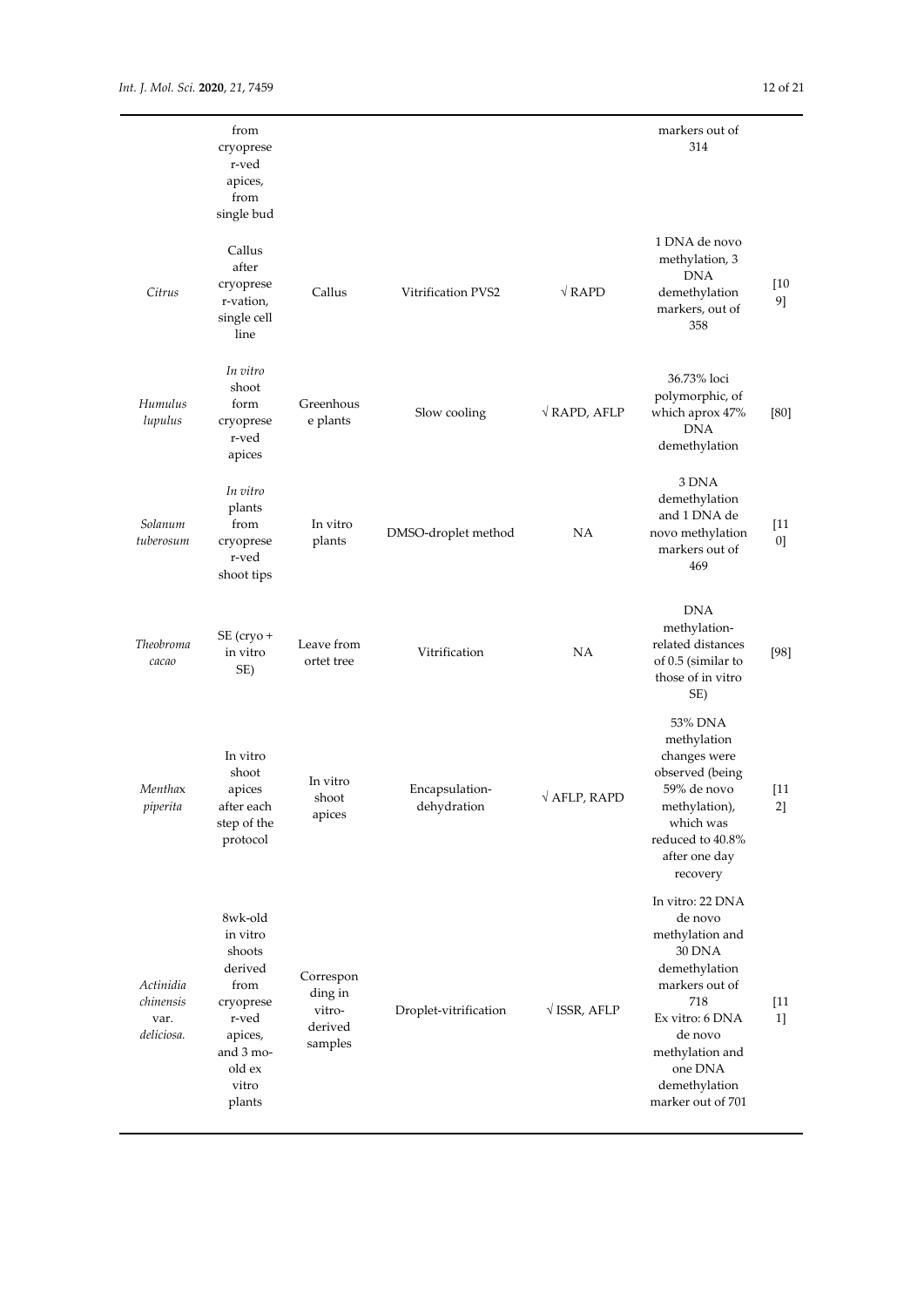| | | | | | | |
|---|---|---|---|---|---|---|
| | from cryopreser-ved apices, from single bud | | | | markers out of 314 | |
| *Citrus* | Callus after cryopreser-vation, single cell line | Callus | Vitrification PVS2 | √ RAPD | 1 DNA de novo methylation, 3 DNA demethylation markers, out of 358 | [109] |
| *Humulus lupulus* | *In vitro* shoot form cryopreser-ved apices | Greenhouse plants | Slow cooling | √ RAPD, AFLP | 36.73% loci polymorphic, of which aprox 47% DNA demethylation | [80] |
| *Solanum tuberosum* | *In vitro* plants from cryopreser-ved shoot tips | In vitro plants | DMSO-droplet method | NA | 3 DNA demethylation and 1 DNA de novo methylation markers out of 469 | [110] |
| *Theobroma cacao* | SE (cryo + in vitro SE) | Leave from ortet tree | Vitrification | NA | DNA methylation-related distances of 0.5 (similar to those of in vitro SE) | [98] |
| *Mentha*x *piperita* | In vitro shoot apices after each step of the protocol | In vitro shoot apices | Encapsulation-dehydration | √ AFLP, RAPD | 53% DNA methylation changes were observed (being 59% de novo methylation), which was reduced to 40.8% after one day recovery | [112] |
| *Actinidia chinensis* var. *deliciosa.* | 8wk-old in vitro shoots derived from cryopreser-ved apices, and 3 mo-old ex vitro plants | Correspon ding in vitro-derived samples | Droplet-vitrification | √ ISSR, AFLP | In vitro: 22 DNA de novo methylation and 30 DNA demethylation markers out of 718 Ex vitro: 6 DNA de novo methylation and one DNA demethylation marker out of 701 | [111] |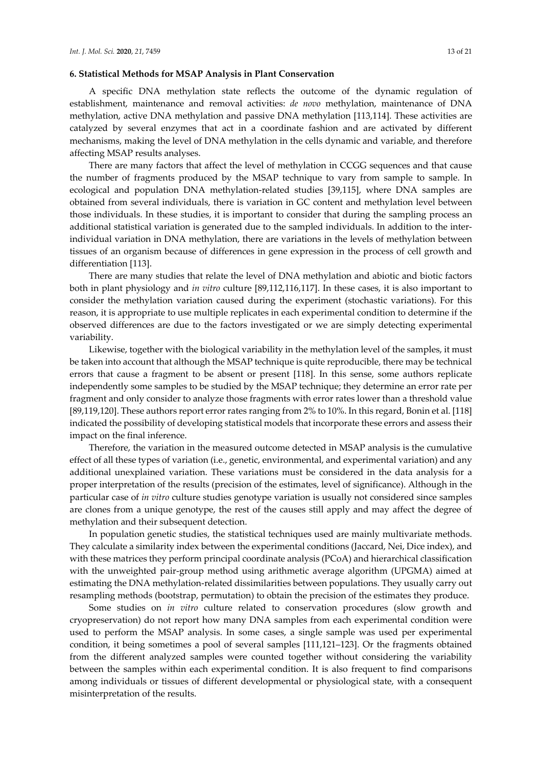## 6. Statistical Methods for MSAP Analysis in Plant Conservation

A specific DNA methylation state reflects the outcome of the dynamic regulation of establishment, maintenance and removal activities: *de novo* methylation, maintenance of DNA methylation, active DNA methylation and passive DNA methylation [113,114]. These activities are catalyzed by several enzymes that act in a coordinate fashion and are activated by different mechanisms, making the level of DNA methylation in the cells dynamic and variable, and therefore affecting MSAP results analyses.

There are many factors that affect the level of methylation in CCGG sequences and that cause the number of fragments produced by the MSAP technique to vary from sample to sample. In ecological and population DNA methylation-related studies [39,115], where DNA samples are obtained from several individuals, there is variation in GC content and methylation level between those individuals. In these studies, it is important to consider that during the sampling process an additional statistical variation is generated due to the sampled individuals. In addition to the inter-individual variation in DNA methylation, there are variations in the levels of methylation between tissues of an organism because of differences in gene expression in the process of cell growth and differentiation [113].

There are many studies that relate the level of DNA methylation and abiotic and biotic factors both in plant physiology and *in vitro* culture [89,112,116,117]. In these cases, it is also important to consider the methylation variation caused during the experiment (stochastic variations). For this reason, it is appropriate to use multiple replicates in each experimental condition to determine if the observed differences are due to the factors investigated or we are simply detecting experimental variability.

Likewise, together with the biological variability in the methylation level of the samples, it must be taken into account that although the MSAP technique is quite reproducible, there may be technical errors that cause a fragment to be absent or present [118]. In this sense, some authors replicate independently some samples to be studied by the MSAP technique; they determine an error rate per fragment and only consider to analyze those fragments with error rates lower than a threshold value [89,119,120]. These authors report error rates ranging from 2% to 10%. In this regard, Bonin et al. [118] indicated the possibility of developing statistical models that incorporate these errors and assess their impact on the final inference.

Therefore, the variation in the measured outcome detected in MSAP analysis is the cumulative effect of all these types of variation (i.e., genetic, environmental, and experimental variation) and any additional unexplained variation. These variations must be considered in the data analysis for a proper interpretation of the results (precision of the estimates, level of significance). Although in the particular case of *in vitro* culture studies genotype variation is usually not considered since samples are clones from a unique genotype, the rest of the causes still apply and may affect the degree of methylation and their subsequent detection.

In population genetic studies, the statistical techniques used are mainly multivariate methods. They calculate a similarity index between the experimental conditions (Jaccard, Nei, Dice index), and with these matrices they perform principal coordinate analysis (PCoA) and hierarchical classification with the unweighted pair-group method using arithmetic average algorithm (UPGMA) aimed at estimating the DNA methylation-related dissimilarities between populations. They usually carry out resampling methods (bootstrap, permutation) to obtain the precision of the estimates they produce.

Some studies on *in vitro* culture related to conservation procedures (slow growth and cryopreservation) do not report how many DNA samples from each experimental condition were used to perform the MSAP analysis. In some cases, a single sample was used per experimental condition, it being sometimes a pool of several samples [111,121–123]. Or the fragments obtained from the different analyzed samples were counted together without considering the variability between the samples within each experimental condition. It is also frequent to find comparisons among individuals or tissues of different developmental or physiological state, with a consequent misinterpretation of the results.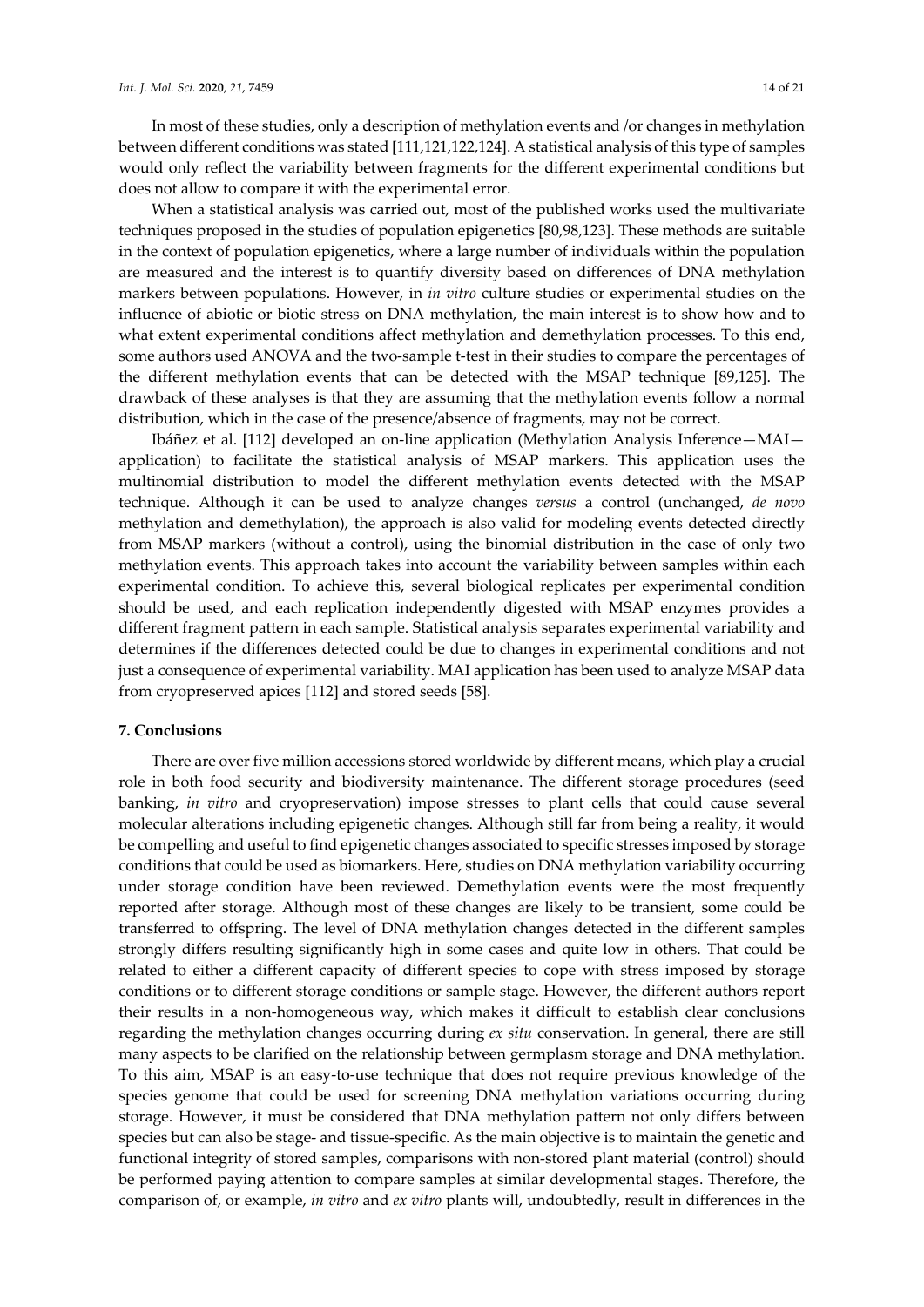In most of these studies, only a description of methylation events and /or changes in methylation between different conditions was stated [111,121,122,124]. A statistical analysis of this type of samples would only reflect the variability between fragments for the different experimental conditions but does not allow to compare it with the experimental error.

When a statistical analysis was carried out, most of the published works used the multivariate techniques proposed in the studies of population epigenetics [80,98,123]. These methods are suitable in the context of population epigenetics, where a large number of individuals within the population are measured and the interest is to quantify diversity based on differences of DNA methylation markers between populations. However, in *in vitro* culture studies or experimental studies on the influence of abiotic or biotic stress on DNA methylation, the main interest is to show how and to what extent experimental conditions affect methylation and demethylation processes. To this end, some authors used ANOVA and the two-sample t-test in their studies to compare the percentages of the different methylation events that can be detected with the MSAP technique [89,125]. The drawback of these analyses is that they are assuming that the methylation events follow a normal distribution, which in the case of the presence/absence of fragments, may not be correct.

Ibáñez et al. [112] developed an on-line application (Methylation Analysis Inference—MAI—application) to facilitate the statistical analysis of MSAP markers. This application uses the multinomial distribution to model the different methylation events detected with the MSAP technique. Although it can be used to analyze changes *versus* a control (unchanged, *de novo* methylation and demethylation), the approach is also valid for modeling events detected directly from MSAP markers (without a control), using the binomial distribution in the case of only two methylation events. This approach takes into account the variability between samples within each experimental condition. To achieve this, several biological replicates per experimental condition should be used, and each replication independently digested with MSAP enzymes provides a different fragment pattern in each sample. Statistical analysis separates experimental variability and determines if the differences detected could be due to changes in experimental conditions and not just a consequence of experimental variability. MAI application has been used to analyze MSAP data from cryopreserved apices [112] and stored seeds [58].

## 7. Conclusions

There are over five million accessions stored worldwide by different means, which play a crucial role in both food security and biodiversity maintenance. The different storage procedures (seed banking, *in vitro* and cryopreservation) impose stresses to plant cells that could cause several molecular alterations including epigenetic changes. Although still far from being a reality, it would be compelling and useful to find epigenetic changes associated to specific stresses imposed by storage conditions that could be used as biomarkers. Here, studies on DNA methylation variability occurring under storage condition have been reviewed. Demethylation events were the most frequently reported after storage. Although most of these changes are likely to be transient, some could be transferred to offspring. The level of DNA methylation changes detected in the different samples strongly differs resulting significantly high in some cases and quite low in others. That could be related to either a different capacity of different species to cope with stress imposed by storage conditions or to different storage conditions or sample stage. However, the different authors report their results in a non-homogeneous way, which makes it difficult to establish clear conclusions regarding the methylation changes occurring during *ex situ* conservation. In general, there are still many aspects to be clarified on the relationship between germplasm storage and DNA methylation. To this aim, MSAP is an easy-to-use technique that does not require previous knowledge of the species genome that could be used for screening DNA methylation variations occurring during storage. However, it must be considered that DNA methylation pattern not only differs between species but can also be stage- and tissue-specific. As the main objective is to maintain the genetic and functional integrity of stored samples, comparisons with non-stored plant material (control) should be performed paying attention to compare samples at similar developmental stages. Therefore, the comparison of, or example, *in vitro* and *ex vitro* plants will, undoubtedly, result in differences in the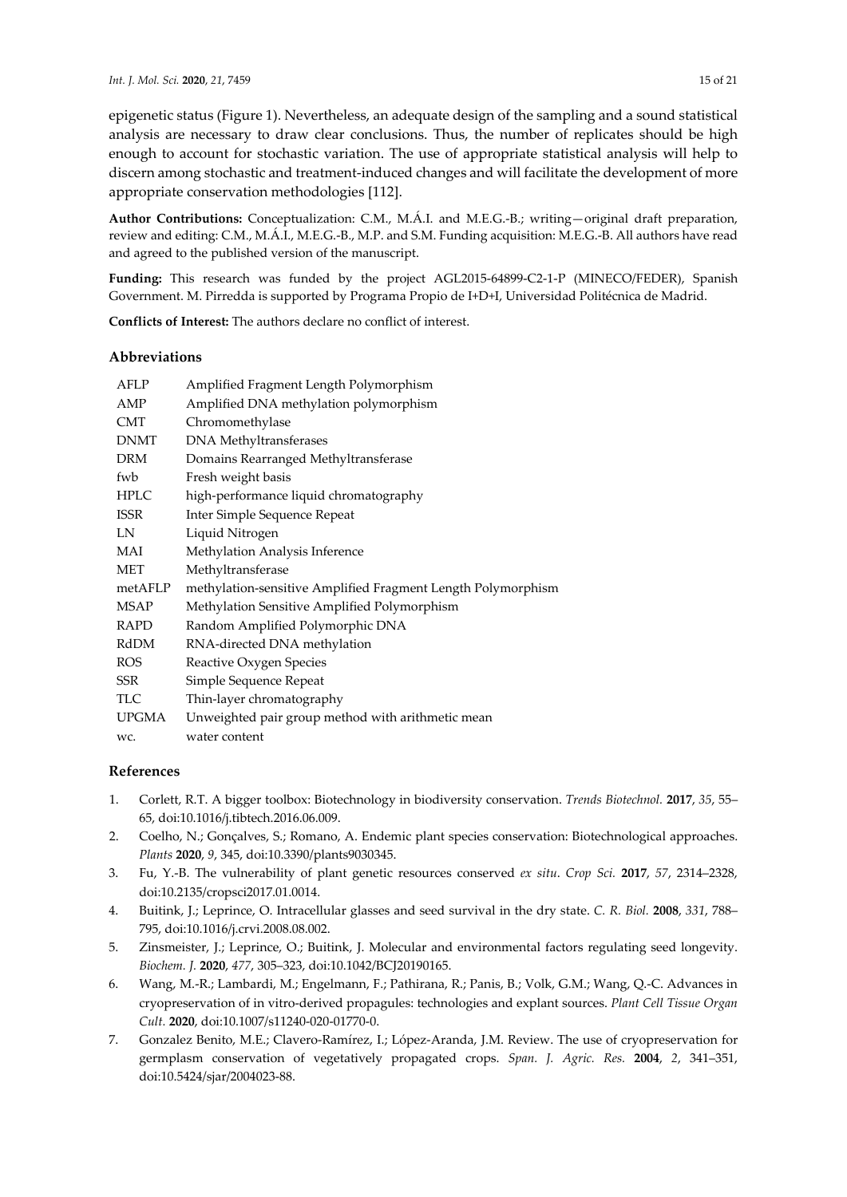epigenetic status (Figure 1). Nevertheless, an adequate design of the sampling and a sound statistical analysis are necessary to draw clear conclusions. Thus, the number of replicates should be high enough to account for stochastic variation. The use of appropriate statistical analysis will help to discern among stochastic and treatment-induced changes and will facilitate the development of more appropriate conservation methodologies [112].

**Author Contributions:** Conceptualization: C.M., M.Á.I. and M.E.G.-B.; writing—original draft preparation, review and editing: C.M., M.Á.I., M.E.G.-B., M.P. and S.M. Funding acquisition: M.E.G.-B. All authors have read and agreed to the published version of the manuscript.

**Funding:** This research was funded by the project AGL2015-64899-C2-1-P (MINECO/FEDER), Spanish Government. M. Pirredda is supported by Programa Propio de I+D+I, Universidad Politécnica de Madrid.

**Conflicts of Interest:** The authors declare no conflict of interest.

## Abbreviations

| | |
|---|---|
| AFLP | Amplified Fragment Length Polymorphism |
| AMP | Amplified DNA methylation polymorphism |
| CMT | Chromomethylase |
| DNMT | DNA Methyltransferases |
| DRM | Domains Rearranged Methyltransferase |
| fwb | Fresh weight basis |
| HPLC | high-performance liquid chromatography |
| ISSR | Inter Simple Sequence Repeat |
| LN | Liquid Nitrogen |
| MAI | Methylation Analysis Inference |
| MET | Methyltransferase |
| metAFLP | methylation-sensitive Amplified Fragment Length Polymorphism |
| MSAP | Methylation Sensitive Amplified Polymorphism |
| RAPD | Random Amplified Polymorphic DNA |
| RdDM | RNA-directed DNA methylation |
| ROS | Reactive Oxygen Species |
| SSR | Simple Sequence Repeat |
| TLC | Thin-layer chromatography |
| UPGMA | Unweighted pair group method with arithmetic mean |
| wc. | water content |

## References

1. Corlett, R.T. A bigger toolbox: Biotechnology in biodiversity conservation. *Trends Biotechnol.* **2017**, *35*, 55–65, doi:10.1016/j.tibtech.2016.06.009.
2. Coelho, N.; Gonçalves, S.; Romano, A. Endemic plant species conservation: Biotechnological approaches. *Plants* **2020**, *9*, 345, doi:10.3390/plants9030345.
3. Fu, Y.-B. The vulnerability of plant genetic resources conserved *ex situ*. *Crop Sci.* **2017**, *57*, 2314–2328, doi:10.2135/cropsci2017.01.0014.
4. Buitink, J.; Leprince, O. Intracellular glasses and seed survival in the dry state. *C. R. Biol.* **2008**, *331*, 788–795, doi:10.1016/j.crvi.2008.08.002.
5. Zinsmeister, J.; Leprince, O.; Buitink, J. Molecular and environmental factors regulating seed longevity. *Biochem. J.* **2020**, *477*, 305–323, doi:10.1042/BCJ20190165.
6. Wang, M.-R.; Lambardi, M.; Engelmann, F.; Pathirana, R.; Panis, B.; Volk, G.M.; Wang, Q.-C. Advances in cryopreservation of in vitro-derived propagules: technologies and explant sources. *Plant Cell Tissue Organ Cult.* **2020**, doi:10.1007/s11240-020-01770-0.
7. Gonzalez Benito, M.E.; Clavero-Ramírez, I.; López-Aranda, J.M. Review. The use of cryopreservation for germplasm conservation of vegetatively propagated crops. *Span. J. Agric. Res.* **2004**, *2*, 341–351, doi:10.5424/sjar/2004023-88.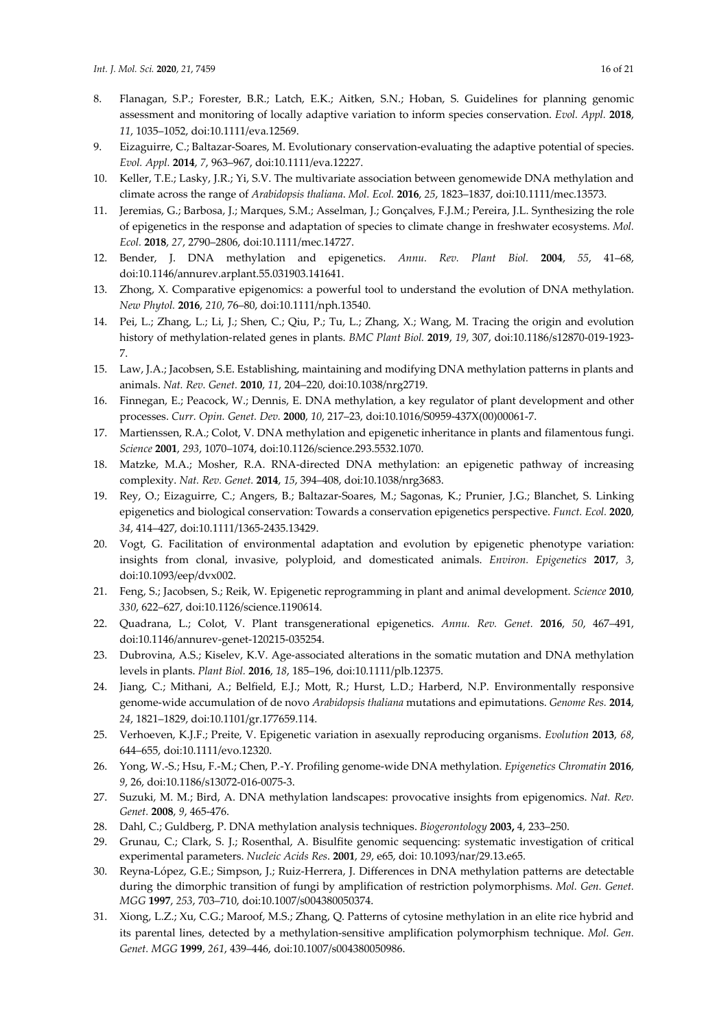8. Flanagan, S.P.; Forester, B.R.; Latch, E.K.; Aitken, S.N.; Hoban, S. Guidelines for planning genomic assessment and monitoring of locally adaptive variation to inform species conservation. *Evol. Appl.* **2018**, *11*, 1035–1052, doi:10.1111/eva.12569.
9. Eizaguirre, C.; Baltazar-Soares, M. Evolutionary conservation-evaluating the adaptive potential of species. *Evol. Appl.* **2014**, *7*, 963–967, doi:10.1111/eva.12227.
10. Keller, T.E.; Lasky, J.R.; Yi, S.V. The multivariate association between genomewide DNA methylation and climate across the range of *Arabidopsis thaliana*. *Mol. Ecol.* **2016**, *25*, 1823–1837, doi:10.1111/mec.13573.
11. Jeremias, G.; Barbosa, J.; Marques, S.M.; Asselman, J.; Gonçalves, F.J.M.; Pereira, J.L. Synthesizing the role of epigenetics in the response and adaptation of species to climate change in freshwater ecosystems. *Mol. Ecol.* **2018**, *27*, 2790–2806, doi:10.1111/mec.14727.
12. Bender, J. DNA methylation and epigenetics. *Annu. Rev. Plant Biol.* **2004**, *55*, 41–68, doi:10.1146/annurev.arplant.55.031903.141641.
13. Zhong, X. Comparative epigenomics: a powerful tool to understand the evolution of DNA methylation. *New Phytol.* **2016**, *210*, 76–80, doi:10.1111/nph.13540.
14. Pei, L.; Zhang, L.; Li, J.; Shen, C.; Qiu, P.; Tu, L.; Zhang, X.; Wang, M. Tracing the origin and evolution history of methylation-related genes in plants. *BMC Plant Biol.* **2019**, *19*, 307, doi:10.1186/s12870-019-1923-7.
15. Law, J.A.; Jacobsen, S.E. Establishing, maintaining and modifying DNA methylation patterns in plants and animals. *Nat. Rev. Genet.* **2010**, *11*, 204–220, doi:10.1038/nrg2719.
16. Finnegan, E.; Peacock, W.; Dennis, E. DNA methylation, a key regulator of plant development and other processes. *Curr. Opin. Genet. Dev.* **2000**, *10*, 217–23, doi:10.1016/S0959-437X(00)00061-7.
17. Martienssen, R.A.; Colot, V. DNA methylation and epigenetic inheritance in plants and filamentous fungi. *Science* **2001**, *293*, 1070–1074, doi:10.1126/science.293.5532.1070.
18. Matzke, M.A.; Mosher, R.A. RNA-directed DNA methylation: an epigenetic pathway of increasing complexity. *Nat. Rev. Genet.* **2014**, *15*, 394–408, doi:10.1038/nrg3683.
19. Rey, O.; Eizaguirre, C.; Angers, B.; Baltazar-Soares, M.; Sagonas, K.; Prunier, J.G.; Blanchet, S. Linking epigenetics and biological conservation: Towards a conservation epigenetics perspective. *Funct. Ecol.* **2020**, *34*, 414–427, doi:10.1111/1365-2435.13429.
20. Vogt, G. Facilitation of environmental adaptation and evolution by epigenetic phenotype variation: insights from clonal, invasive, polyploid, and domesticated animals. *Environ. Epigenetics* **2017**, *3*, doi:10.1093/eep/dvx002.
21. Feng, S.; Jacobsen, S.; Reik, W. Epigenetic reprogramming in plant and animal development. *Science* **2010**, *330*, 622–627, doi:10.1126/science.1190614.
22. Quadrana, L.; Colot, V. Plant transgenerational epigenetics. *Annu. Rev. Genet.* **2016**, *50*, 467–491, doi:10.1146/annurev-genet-120215-035254.
23. Dubrovina, A.S.; Kiselev, K.V. Age-associated alterations in the somatic mutation and DNA methylation levels in plants. *Plant Biol.* **2016**, *18*, 185–196, doi:10.1111/plb.12375.
24. Jiang, C.; Mithani, A.; Belfield, E.J.; Mott, R.; Hurst, L.D.; Harberd, N.P. Environmentally responsive genome-wide accumulation of de novo *Arabidopsis thaliana* mutations and epimutations. *Genome Res.* **2014**, *24*, 1821–1829, doi:10.1101/gr.177659.114.
25. Verhoeven, K.J.F.; Preite, V. Epigenetic variation in asexually reproducing organisms. *Evolution* **2013**, *68*, 644–655, doi:10.1111/evo.12320.
26. Yong, W.-S.; Hsu, F.-M.; Chen, P.-Y. Profiling genome-wide DNA methylation. *Epigenetics Chromatin* **2016**, *9*, 26, doi:10.1186/s13072-016-0075-3.
27. Suzuki, M. M.; Bird, A. DNA methylation landscapes: provocative insights from epigenomics. *Nat. Rev. Genet.* **2008**, *9*, 465-476.
28. Dahl, C.; Guldberg, P. DNA methylation analysis techniques. *Biogerontology* **2003,** 4, 233–250.
29. Grunau, C.; Clark, S. J.; Rosenthal, A. Bisulfite genomic sequencing: systematic investigation of critical experimental parameters. *Nucleic Acids Res*. **2001**, *29*, e65, doi: 10.1093/nar/29.13.e65.
30. Reyna-López, G.E.; Simpson, J.; Ruiz-Herrera, J. Differences in DNA methylation patterns are detectable during the dimorphic transition of fungi by amplification of restriction polymorphisms. *Mol. Gen. Genet. MGG* **1997**, *253*, 703–710, doi:10.1007/s004380050374.
31. Xiong, L.Z.; Xu, C.G.; Maroof, M.S.; Zhang, Q. Patterns of cytosine methylation in an elite rice hybrid and its parental lines, detected by a methylation-sensitive amplification polymorphism technique. *Mol. Gen. Genet. MGG* **1999**, *261*, 439–446, doi:10.1007/s004380050986.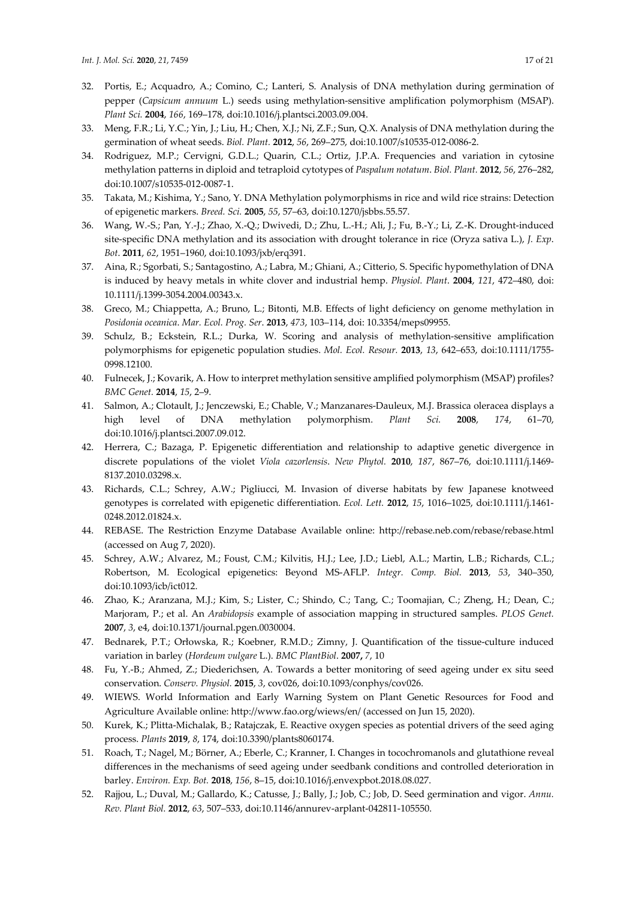32. Portis, E.; Acquadro, A.; Comino, C.; Lanteri, S. Analysis of DNA methylation during germination of pepper (*Capsicum annuum* L.) seeds using methylation-sensitive amplification polymorphism (MSAP). *Plant Sci.* **2004**, *166*, 169–178, doi:10.1016/j.plantsci.2003.09.004.
33. Meng, F.R.; Li, Y.C.; Yin, J.; Liu, H.; Chen, X.J.; Ni, Z.F.; Sun, Q.X. Analysis of DNA methylation during the germination of wheat seeds. *Biol. Plant.* **2012**, *56*, 269–275, doi:10.1007/s10535-012-0086-2.
34. Rodriguez, M.P.; Cervigni, G.D.L.; Quarin, C.L.; Ortiz, J.P.A. Frequencies and variation in cytosine methylation patterns in diploid and tetraploid cytotypes of *Paspalum notatum*. *Biol. Plant.* **2012**, *56*, 276–282, doi:10.1007/s10535-012-0087-1.
35. Takata, M.; Kishima, Y.; Sano, Y. DNA Methylation polymorphisms in rice and wild rice strains: Detection of epigenetic markers. *Breed. Sci.* **2005**, *55*, 57–63, doi:10.1270/jsbbs.55.57.
36. Wang, W.-S.; Pan, Y.-J.; Zhao, X.-Q.; Dwivedi, D.; Zhu, L.-H.; Ali, J.; Fu, B.-Y.; Li, Z.-K. Drought-induced site-specific DNA methylation and its association with drought tolerance in rice (Oryza sativa L.), *J. Exp. Bot.* **2011**, *62*, 1951–1960, doi:10.1093/jxb/erq391.
37. Aina, R.; Sgorbati, S.; Santagostino, A.; Labra, M.; Ghiani, A.; Citterio, S. Specific hypomethylation of DNA is induced by heavy metals in white clover and industrial hemp. *Physiol. Plant.* **2004**, *121*, 472–480, doi: 10.1111/j.1399-3054.2004.00343.x.
38. Greco, M.; Chiappetta, A.; Bruno, L.; Bitonti, M.B. Effects of light deficiency on genome methylation in *Posidonia oceanica*. *Mar. Ecol. Prog. Ser.* **2013**, *473*, 103–114, doi: 10.3354/meps09955.
39. Schulz, B.; Eckstein, R.L.; Durka, W. Scoring and analysis of methylation-sensitive amplification polymorphisms for epigenetic population studies. *Mol. Ecol. Resour.* **2013**, *13*, 642–653, doi:10.1111/1755-0998.12100.
40. Fulnecek, J.; Kovarik, A. How to interpret methylation sensitive amplified polymorphism (MSAP) profiles? *BMC Genet.* **2014**, *15*, 2–9.
41. Salmon, A.; Clotault, J.; Jenczewski, E.; Chable, V.; Manzanares-Dauleux, M.J. Brassica oleracea displays a high level of DNA methylation polymorphism. *Plant Sci.* **2008**, *174*, 61–70, doi:10.1016/j.plantsci.2007.09.012.
42. Herrera, C.; Bazaga, P. Epigenetic differentiation and relationship to adaptive genetic divergence in discrete populations of the violet *Viola cazorlensis*. *New Phytol.* **2010**, *187*, 867–76, doi:10.1111/j.1469-8137.2010.03298.x.
43. Richards, C.L.; Schrey, A.W.; Pigliucci, M. Invasion of diverse habitats by few Japanese knotweed genotypes is correlated with epigenetic differentiation. *Ecol. Lett.* **2012**, *15*, 1016–1025, doi:10.1111/j.1461-0248.2012.01824.x.
44. REBASE. The Restriction Enzyme Database Available online: http://rebase.neb.com/rebase/rebase.html (accessed on Aug 7, 2020).
45. Schrey, A.W.; Alvarez, M.; Foust, C.M.; Kilvitis, H.J.; Lee, J.D.; Liebl, A.L.; Martin, L.B.; Richards, C.L.; Robertson, M. Ecological epigenetics: Beyond MS-AFLP. *Integr. Comp. Biol.* **2013**, *53*, 340–350, doi:10.1093/icb/ict012.
46. Zhao, K.; Aranzana, M.J.; Kim, S.; Lister, C.; Shindo, C.; Tang, C.; Toomajian, C.; Zheng, H.; Dean, C.; Marjoram, P.; et al. An *Arabidopsis* example of association mapping in structured samples. *PLOS Genet.* **2007**, *3*, e4, doi:10.1371/journal.pgen.0030004.
47. Bednarek, P.T.; Orłowska, R.; Koebner, R.M.D.; Zimny, J. Quantification of the tissue-culture induced variation in barley (*Hordeum vulgare* L.). *BMC PlantBiol*. **2007,** *7*, 10
48. Fu, Y.-B.; Ahmed, Z.; Diederichsen, A. Towards a better monitoring of seed ageing under ex situ seed conservation. *Conserv. Physiol.* **2015**, *3*, cov026, doi:10.1093/conphys/cov026.
49. WIEWS. World Information and Early Warning System on Plant Genetic Resources for Food and Agriculture Available online: http://www.fao.org/wiews/en/ (accessed on Jun 15, 2020).
50. Kurek, K.; Plitta-Michalak, B.; Ratajczak, E. Reactive oxygen species as potential drivers of the seed aging process. *Plants* **2019**, *8*, 174, doi:10.3390/plants8060174.
51. Roach, T.; Nagel, M.; Börner, A.; Eberle, C.; Kranner, I. Changes in tocochromanols and glutathione reveal differences in the mechanisms of seed ageing under seedbank conditions and controlled deterioration in barley. *Environ. Exp. Bot.* **2018**, *156*, 8–15, doi:10.1016/j.envexpbot.2018.08.027.
52. Rajjou, L.; Duval, M.; Gallardo, K.; Catusse, J.; Bally, J.; Job, C.; Job, D. Seed germination and vigor. *Annu. Rev. Plant Biol.* **2012**, *63*, 507–533, doi:10.1146/annurev-arplant-042811-105550.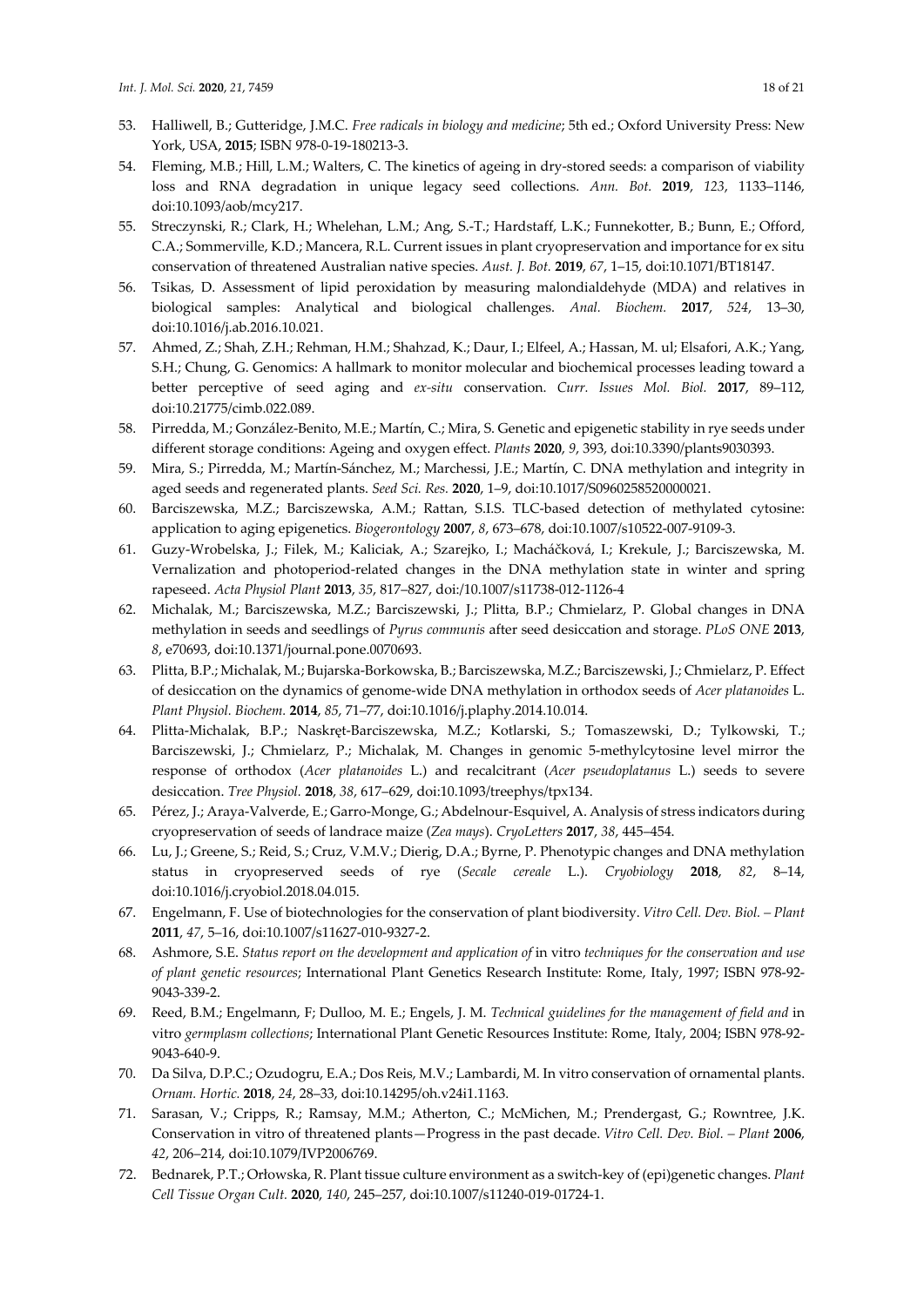53. Halliwell, B.; Gutteridge, J.M.C. *Free radicals in biology and medicine*; 5th ed.; Oxford University Press: New York, USA, **2015**; ISBN 978-0-19-180213-3.
54. Fleming, M.B.; Hill, L.M.; Walters, C. The kinetics of ageing in dry-stored seeds: a comparison of viability loss and RNA degradation in unique legacy seed collections. *Ann. Bot.* **2019**, *123*, 1133–1146, doi:10.1093/aob/mcy217.
55. Streczynski, R.; Clark, H.; Whelehan, L.M.; Ang, S.-T.; Hardstaff, L.K.; Funnekotter, B.; Bunn, E.; Offord, C.A.; Sommerville, K.D.; Mancera, R.L. Current issues in plant cryopreservation and importance for ex situ conservation of threatened Australian native species. *Aust. J. Bot.* **2019**, *67*, 1–15, doi:10.1071/BT18147.
56. Tsikas, D. Assessment of lipid peroxidation by measuring malondialdehyde (MDA) and relatives in biological samples: Analytical and biological challenges. *Anal. Biochem.* **2017**, *524*, 13–30, doi:10.1016/j.ab.2016.10.021.
57. Ahmed, Z.; Shah, Z.H.; Rehman, H.M.; Shahzad, K.; Daur, I.; Elfeel, A.; Hassan, M. ul; Elsafori, A.K.; Yang, S.H.; Chung, G. Genomics: A hallmark to monitor molecular and biochemical processes leading toward a better perceptive of seed aging and *ex-situ* conservation. *Curr. Issues Mol. Biol.* **2017**, 89–112, doi:10.21775/cimb.022.089.
58. Pirredda, M.; González-Benito, M.E.; Martín, C.; Mira, S. Genetic and epigenetic stability in rye seeds under different storage conditions: Ageing and oxygen effect. *Plants* **2020**, *9*, 393, doi:10.3390/plants9030393.
59. Mira, S.; Pirredda, M.; Martín-Sánchez, M.; Marchessi, J.E.; Martín, C. DNA methylation and integrity in aged seeds and regenerated plants. *Seed Sci. Res.* **2020**, 1–9, doi:10.1017/S0960258520000021.
60. Barciszewska, M.Z.; Barciszewska, A.M.; Rattan, S.I.S. TLC-based detection of methylated cytosine: application to aging epigenetics. *Biogerontology* **2007**, *8*, 673–678, doi:10.1007/s10522-007-9109-3.
61. Guzy-Wrobelska, J.; Filek, M.; Kaliciak, A.; Szarejko, I.; Macháčková, I.; Krekule, J.; Barciszewska, M. Vernalization and photoperiod-related changes in the DNA methylation state in winter and spring rapeseed. *Acta Physiol Plant* **2013**, *35*, 817–827, doi:/10.1007/s11738-012-1126-4
62. Michalak, M.; Barciszewska, M.Z.; Barciszewski, J.; Plitta, B.P.; Chmielarz, P. Global changes in DNA methylation in seeds and seedlings of *Pyrus communis* after seed desiccation and storage. *PLoS ONE* **2013**, *8*, e70693, doi:10.1371/journal.pone.0070693.
63. Plitta, B.P.; Michalak, M.; Bujarska-Borkowska, B.; Barciszewska, M.Z.; Barciszewski, J.; Chmielarz, P. Effect of desiccation on the dynamics of genome-wide DNA methylation in orthodox seeds of *Acer platanoides* L. *Plant Physiol. Biochem.* **2014**, *85*, 71–77, doi:10.1016/j.plaphy.2014.10.014.
64. Plitta-Michalak, B.P.; Naskręt-Barciszewska, M.Z.; Kotlarski, S.; Tomaszewski, D.; Tylkowski, T.; Barciszewski, J.; Chmielarz, P.; Michalak, M. Changes in genomic 5-methylcytosine level mirror the response of orthodox (*Acer platanoides* L.) and recalcitrant (*Acer pseudoplatanus* L.) seeds to severe desiccation. *Tree Physiol.* **2018**, *38*, 617–629, doi:10.1093/treephys/tpx134.
65. Pérez, J.; Araya-Valverde, E.; Garro-Monge, G.; Abdelnour-Esquivel, A. Analysis of stress indicators during cryopreservation of seeds of landrace maize (*Zea mays*). *CryoLetters* **2017**, *38*, 445–454.
66. Lu, J.; Greene, S.; Reid, S.; Cruz, V.M.V.; Dierig, D.A.; Byrne, P. Phenotypic changes and DNA methylation status in cryopreserved seeds of rye (*Secale cereale* L.). *Cryobiology* **2018**, *82*, 8–14, doi:10.1016/j.cryobiol.2018.04.015.
67. Engelmann, F. Use of biotechnologies for the conservation of plant biodiversity. *Vitro Cell. Dev. Biol. – Plant* **2011**, *47*, 5–16, doi:10.1007/s11627-010-9327-2.
68. Ashmore, S.E. *Status report on the development and application of* in vitro *techniques for the conservation and use of plant genetic resources*; International Plant Genetics Research Institute: Rome, Italy, 1997; ISBN 978-92-9043-339-2.
69. Reed, B.M.; Engelmann, F; Dulloo, M. E.; Engels, J. M. *Technical guidelines for the management of field and* in vitro *germplasm collections*; International Plant Genetic Resources Institute: Rome, Italy, 2004; ISBN 978-92-9043-640-9.
70. Da Silva, D.P.C.; Ozudogru, E.A.; Dos Reis, M.V.; Lambardi, M. In vitro conservation of ornamental plants. *Ornam. Hortic.* **2018**, *24*, 28–33, doi:10.14295/oh.v24i1.1163.
71. Sarasan, V.; Cripps, R.; Ramsay, M.M.; Atherton, C.; McMichen, M.; Prendergast, G.; Rowntree, J.K. Conservation in vitro of threatened plants—Progress in the past decade. *Vitro Cell. Dev. Biol. – Plant* **2006**, *42*, 206–214, doi:10.1079/IVP2006769.
72. Bednarek, P.T.; Orłowska, R. Plant tissue culture environment as a switch-key of (epi)genetic changes. *Plant Cell Tissue Organ Cult.* **2020**, *140*, 245–257, doi:10.1007/s11240-019-01724-1.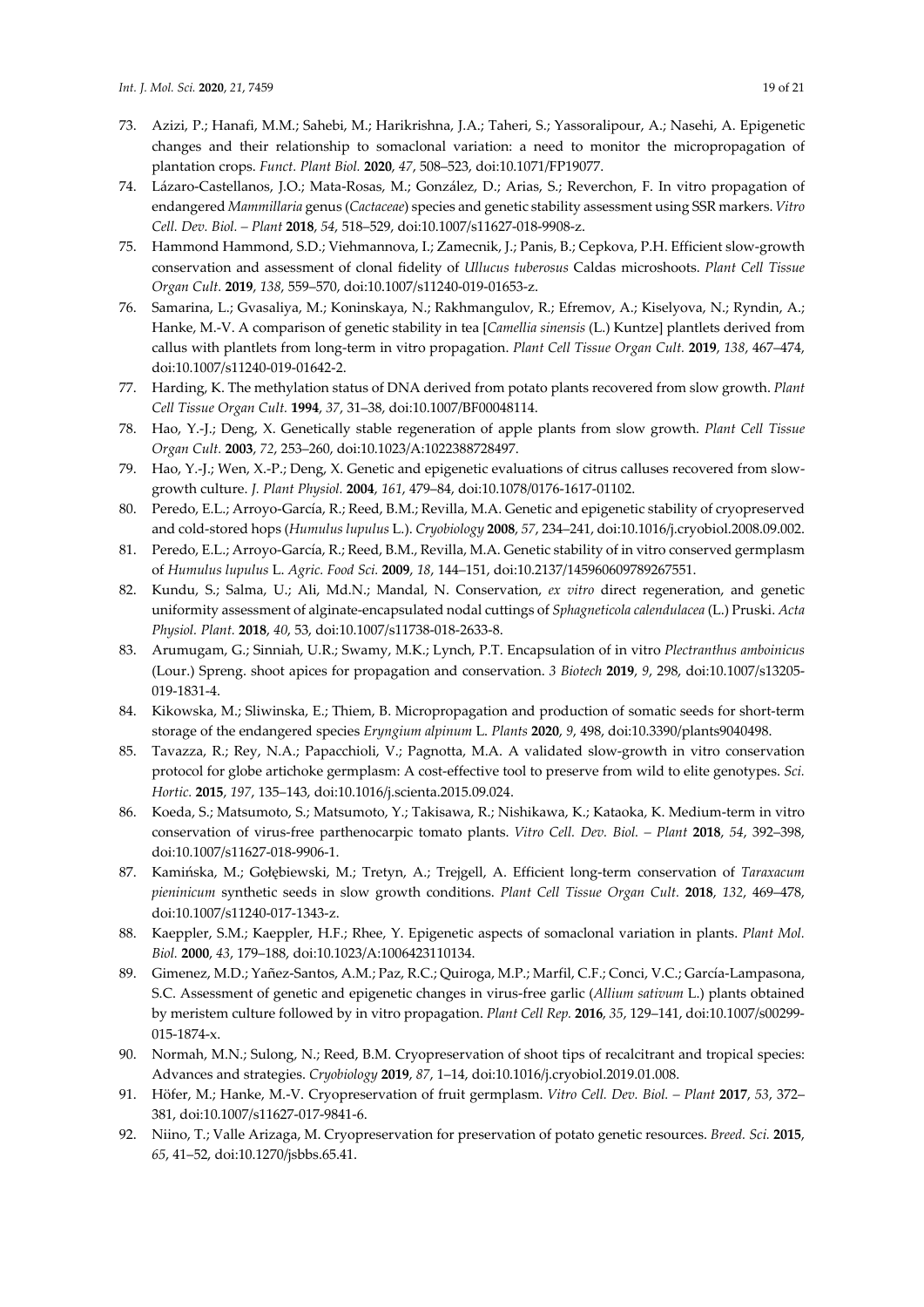73. Azizi, P.; Hanafi, M.M.; Sahebi, M.; Harikrishna, J.A.; Taheri, S.; Yassoralipour, A.; Nasehi, A. Epigenetic changes and their relationship to somaclonal variation: a need to monitor the micropropagation of plantation crops. *Funct. Plant Biol.* **2020**, *47*, 508–523, doi:10.1071/FP19077.
74. Lázaro-Castellanos, J.O.; Mata-Rosas, M.; González, D.; Arias, S.; Reverchon, F. In vitro propagation of endangered *Mammillaria* genus (*Cactaceae*) species and genetic stability assessment using SSR markers. *Vitro Cell. Dev. Biol. – Plant* **2018**, *54*, 518–529, doi:10.1007/s11627-018-9908-z.
75. Hammond Hammond, S.D.; Viehmannova, I.; Zamecnik, J.; Panis, B.; Cepkova, P.H. Efficient slow-growth conservation and assessment of clonal fidelity of *Ullucus tuberosus* Caldas microshoots. *Plant Cell Tissue Organ Cult.* **2019**, *138*, 559–570, doi:10.1007/s11240-019-01653-z.
76. Samarina, L.; Gvasaliya, M.; Koninskaya, N.; Rakhmangulov, R.; Efremov, A.; Kiselyova, N.; Ryndin, A.; Hanke, M.-V. A comparison of genetic stability in tea [*Camellia sinensis* (L.) Kuntze] plantlets derived from callus with plantlets from long-term in vitro propagation. *Plant Cell Tissue Organ Cult.* **2019**, *138*, 467–474, doi:10.1007/s11240-019-01642-2.
77. Harding, K. The methylation status of DNA derived from potato plants recovered from slow growth. *Plant Cell Tissue Organ Cult.* **1994**, *37*, 31–38, doi:10.1007/BF00048114.
78. Hao, Y.-J.; Deng, X. Genetically stable regeneration of apple plants from slow growth. *Plant Cell Tissue Organ Cult.* **2003**, *72*, 253–260, doi:10.1023/A:1022388728497.
79. Hao, Y.-J.; Wen, X.-P.; Deng, X. Genetic and epigenetic evaluations of citrus calluses recovered from slow-growth culture. *J. Plant Physiol.* **2004**, *161*, 479–84, doi:10.1078/0176-1617-01102.
80. Peredo, E.L.; Arroyo-García, R.; Reed, B.M.; Revilla, M.A. Genetic and epigenetic stability of cryopreserved and cold-stored hops (*Humulus lupulus* L.). *Cryobiology* **2008**, *57*, 234–241, doi:10.1016/j.cryobiol.2008.09.002.
81. Peredo, E.L.; Arroyo-García, R.; Reed, B.M., Revilla, M.A. Genetic stability of in vitro conserved germplasm of *Humulus lupulus* L. *Agric. Food Sci.* **2009**, *18*, 144–151, doi:10.2137/145960609789267551.
82. Kundu, S.; Salma, U.; Ali, Md.N.; Mandal, N. Conservation, *ex vitro* direct regeneration, and genetic uniformity assessment of alginate-encapsulated nodal cuttings of *Sphagneticola calendulacea* (L.) Pruski. *Acta Physiol. Plant.* **2018**, *40*, 53, doi:10.1007/s11738-018-2633-8.
83. Arumugam, G.; Sinniah, U.R.; Swamy, M.K.; Lynch, P.T. Encapsulation of in vitro *Plectranthus amboinicus* (Lour.) Spreng. shoot apices for propagation and conservation. *3 Biotech* **2019**, *9*, 298, doi:10.1007/s13205-019-1831-4.
84. Kikowska, M.; Sliwinska, E.; Thiem, B. Micropropagation and production of somatic seeds for short-term storage of the endangered species *Eryngium alpinum* L. *Plants* **2020**, *9*, 498, doi:10.3390/plants9040498.
85. Tavazza, R.; Rey, N.A.; Papacchioli, V.; Pagnotta, M.A. A validated slow-growth in vitro conservation protocol for globe artichoke germplasm: A cost-effective tool to preserve from wild to elite genotypes. *Sci. Hortic.* **2015**, *197*, 135–143, doi:10.1016/j.scienta.2015.09.024.
86. Koeda, S.; Matsumoto, S.; Matsumoto, Y.; Takisawa, R.; Nishikawa, K.; Kataoka, K. Medium-term in vitro conservation of virus-free parthenocarpic tomato plants. *Vitro Cell. Dev. Biol. – Plant* **2018**, *54*, 392–398, doi:10.1007/s11627-018-9906-1.
87. Kamińska, M.; Gołębiewski, M.; Tretyn, A.; Trejgell, A. Efficient long-term conservation of *Taraxacum pieninicum* synthetic seeds in slow growth conditions. *Plant Cell Tissue Organ Cult.* **2018**, *132*, 469–478, doi:10.1007/s11240-017-1343-z.
88. Kaeppler, S.M.; Kaeppler, H.F.; Rhee, Y. Epigenetic aspects of somaclonal variation in plants. *Plant Mol. Biol.* **2000**, *43*, 179–188, doi:10.1023/A:1006423110134.
89. Gimenez, M.D.; Yañez-Santos, A.M.; Paz, R.C.; Quiroga, M.P.; Marfil, C.F.; Conci, V.C.; García-Lampasona, S.C. Assessment of genetic and epigenetic changes in virus-free garlic (*Allium sativum* L.) plants obtained by meristem culture followed by in vitro propagation. *Plant Cell Rep.* **2016**, *35*, 129–141, doi:10.1007/s00299-015-1874-x.
90. Normah, M.N.; Sulong, N.; Reed, B.M. Cryopreservation of shoot tips of recalcitrant and tropical species: Advances and strategies. *Cryobiology* **2019**, *87*, 1–14, doi:10.1016/j.cryobiol.2019.01.008.
91. Höfer, M.; Hanke, M.-V. Cryopreservation of fruit germplasm. *Vitro Cell. Dev. Biol. – Plant* **2017**, *53*, 372–381, doi:10.1007/s11627-017-9841-6.
92. Niino, T.; Valle Arizaga, M. Cryopreservation for preservation of potato genetic resources. *Breed. Sci.* **2015**, *65*, 41–52, doi:10.1270/jsbbs.65.41.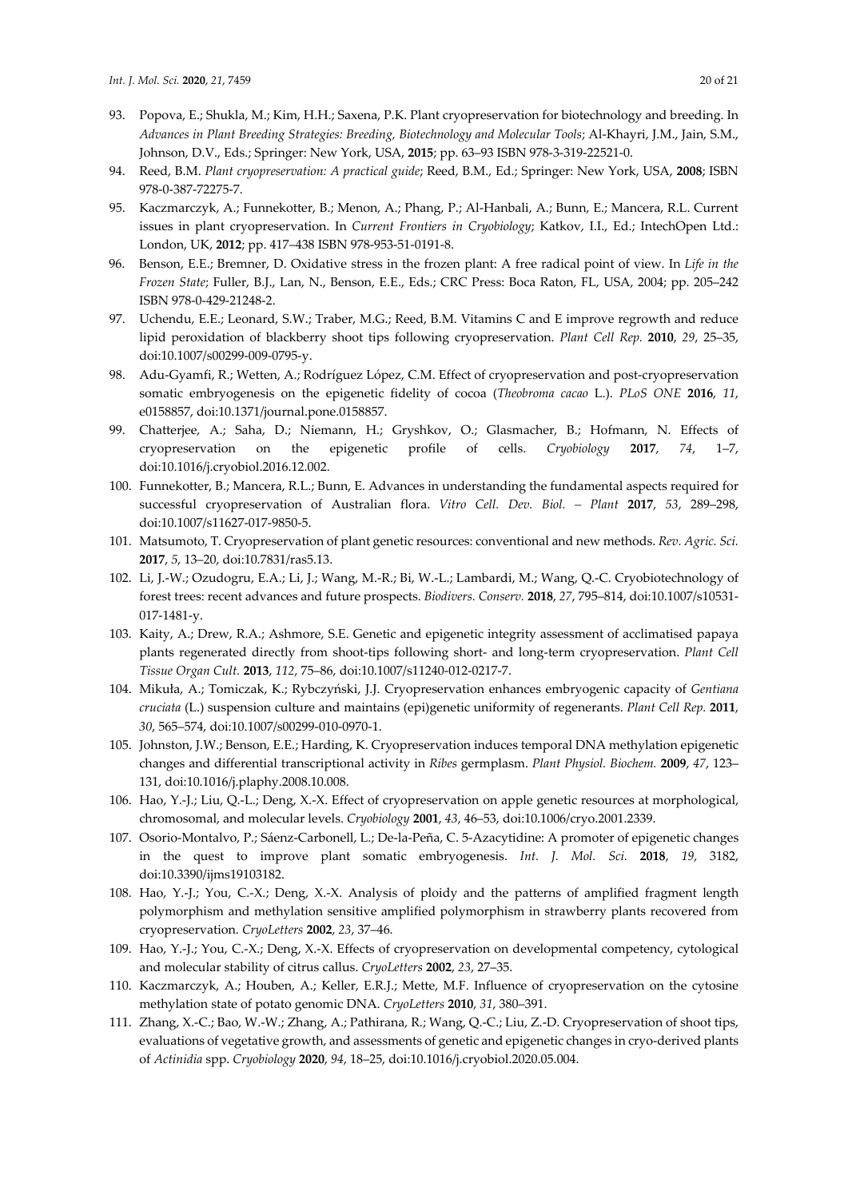93. Popova, E.; Shukla, M.; Kim, H.H.; Saxena, P.K. Plant cryopreservation for biotechnology and breeding. In *Advances in Plant Breeding Strategies: Breeding, Biotechnology and Molecular Tools*; Al-Khayri, J.M., Jain, S.M., Johnson, D.V., Eds.; Springer: New York, USA, **2015**; pp. 63–93 ISBN 978-3-319-22521-0.
94. Reed, B.M. *Plant cryopreservation: A practical guide*; Reed, B.M., Ed.; Springer: New York, USA, **2008**; ISBN 978-0-387-72275-7.
95. Kaczmarczyk, A.; Funnekotter, B.; Menon, A.; Phang, P.; Al-Hanbali, A.; Bunn, E.; Mancera, R.L. Current issues in plant cryopreservation. In *Current Frontiers in Cryobiology*; Katkov, I.I., Ed.; IntechOpen Ltd.: London, UK, **2012**; pp. 417–438 ISBN 978-953-51-0191-8.
96. Benson, E.E.; Bremner, D. Oxidative stress in the frozen plant: A free radical point of view. In *Life in the Frozen State*; Fuller, B.J., Lan, N., Benson, E.E., Eds.; CRC Press: Boca Raton, FL, USA, 2004; pp. 205–242 ISBN 978-0-429-21248-2.
97. Uchendu, E.E.; Leonard, S.W.; Traber, M.G.; Reed, B.M. Vitamins C and E improve regrowth and reduce lipid peroxidation of blackberry shoot tips following cryopreservation. *Plant Cell Rep.* **2010**, *29*, 25–35, doi:10.1007/s00299-009-0795-y.
98. Adu-Gyamfi, R.; Wetten, A.; Rodríguez López, C.M. Effect of cryopreservation and post-cryopreservation somatic embryogenesis on the epigenetic fidelity of cocoa (*Theobroma cacao* L.). *PLoS ONE* **2016**, *11*, e0158857, doi:10.1371/journal.pone.0158857.
99. Chatterjee, A.; Saha, D.; Niemann, H.; Gryshkov, O.; Glasmacher, B.; Hofmann, N. Effects of cryopreservation on the epigenetic profile of cells. *Cryobiology* **2017**, *74*, 1–7, doi:10.1016/j.cryobiol.2016.12.002.
100. Funnekotter, B.; Mancera, R.L.; Bunn, E. Advances in understanding the fundamental aspects required for successful cryopreservation of Australian flora. *Vitro Cell. Dev. Biol. – Plant* **2017**, *53*, 289–298, doi:10.1007/s11627-017-9850-5.
101. Matsumoto, T. Cryopreservation of plant genetic resources: conventional and new methods. *Rev. Agric. Sci.* **2017**, *5*, 13–20, doi:10.7831/ras5.13.
102. Li, J.-W.; Ozudogru, E.A.; Li, J.; Wang, M.-R.; Bi, W.-L.; Lambardi, M.; Wang, Q.-C. Cryobiotechnology of forest trees: recent advances and future prospects. *Biodivers. Conserv.* **2018**, *27*, 795–814, doi:10.1007/s10531-017-1481-y.
103. Kaity, A.; Drew, R.A.; Ashmore, S.E. Genetic and epigenetic integrity assessment of acclimatised papaya plants regenerated directly from shoot-tips following short- and long-term cryopreservation. *Plant Cell Tissue Organ Cult.* **2013**, *112*, 75–86, doi:10.1007/s11240-012-0217-7.
104. Mikuła, A.; Tomiczak, K.; Rybczyński, J.J. Cryopreservation enhances embryogenic capacity of *Gentiana cruciata* (L.) suspension culture and maintains (epi)genetic uniformity of regenerants. *Plant Cell Rep.* **2011**, *30*, 565–574, doi:10.1007/s00299-010-0970-1.
105. Johnston, J.W.; Benson, E.E.; Harding, K. Cryopreservation induces temporal DNA methylation epigenetic changes and differential transcriptional activity in *Ribes* germplasm. *Plant Physiol. Biochem.* **2009**, *47*, 123–131, doi:10.1016/j.plaphy.2008.10.008.
106. Hao, Y.-J.; Liu, Q.-L.; Deng, X.-X. Effect of cryopreservation on apple genetic resources at morphological, chromosomal, and molecular levels. *Cryobiology* **2001**, *43*, 46–53, doi:10.1006/cryo.2001.2339.
107. Osorio-Montalvo, P.; Sáenz-Carbonell, L.; De-la-Peña, C. 5-Azacytidine: A promoter of epigenetic changes in the quest to improve plant somatic embryogenesis. *Int. J. Mol. Sci.* **2018**, *19*, 3182, doi:10.3390/ijms19103182.
108. Hao, Y.-J.; You, C.-X.; Deng, X.-X. Analysis of ploidy and the patterns of amplified fragment length polymorphism and methylation sensitive amplified polymorphism in strawberry plants recovered from cryopreservation. *CryoLetters* **2002**, *23*, 37–46.
109. Hao, Y.-J.; You, C.-X.; Deng, X.-X. Effects of cryopreservation on developmental competency, cytological and molecular stability of citrus callus. *CryoLetters* **2002**, *23*, 27–35.
110. Kaczmarczyk, A.; Houben, A.; Keller, E.R.J.; Mette, M.F. Influence of cryopreservation on the cytosine methylation state of potato genomic DNA. *CryoLetters* **2010**, *31*, 380–391.
111. Zhang, X.-C.; Bao, W.-W.; Zhang, A.; Pathirana, R.; Wang, Q.-C.; Liu, Z.-D. Cryopreservation of shoot tips, evaluations of vegetative growth, and assessments of genetic and epigenetic changes in cryo-derived plants of *Actinidia* spp. *Cryobiology* **2020**, *94*, 18–25, doi:10.1016/j.cryobiol.2020.05.004.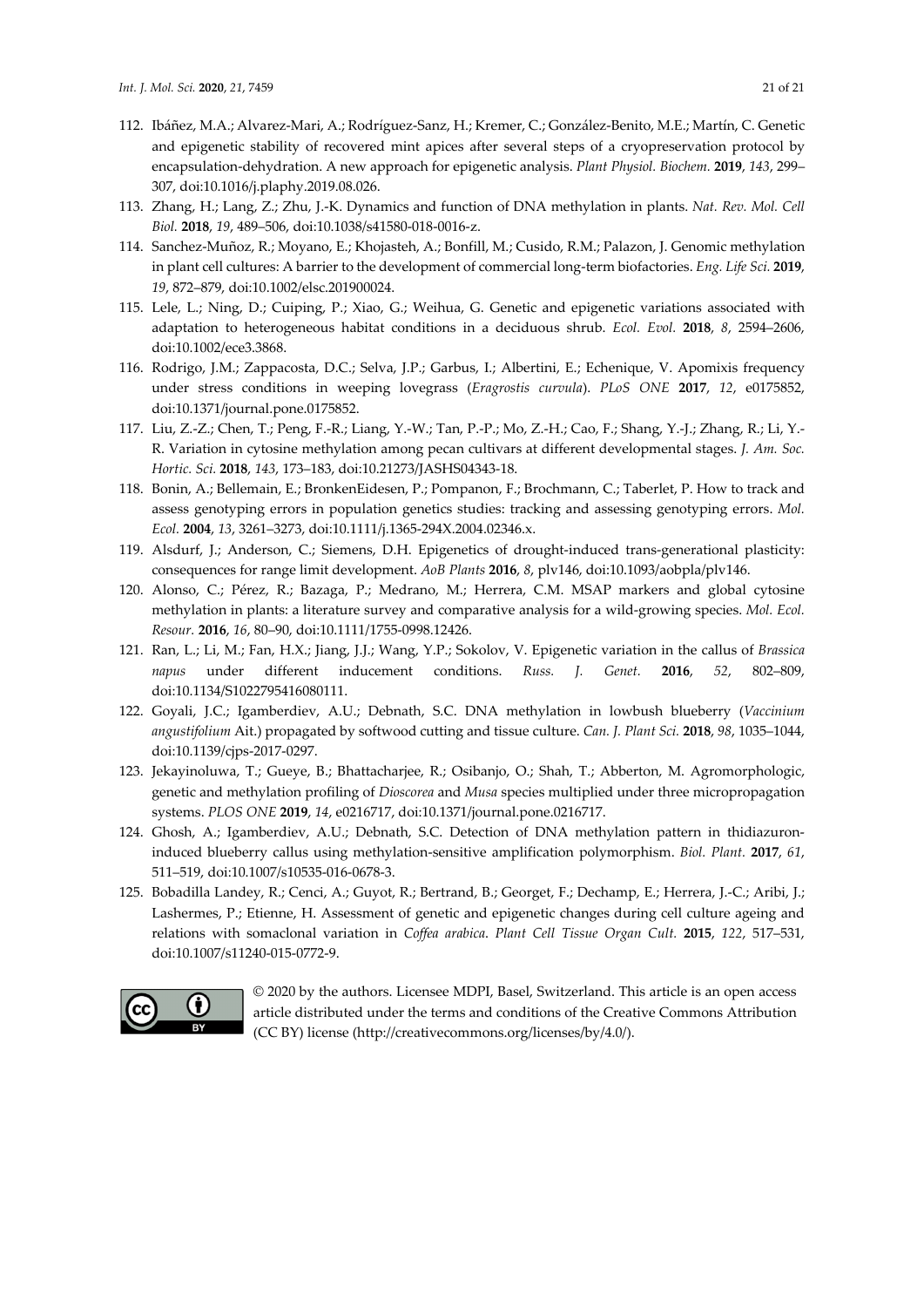112. Ibáñez, M.A.; Alvarez-Mari, A.; Rodríguez-Sanz, H.; Kremer, C.; González-Benito, M.E.; Martín, C. Genetic and epigenetic stability of recovered mint apices after several steps of a cryopreservation protocol by encapsulation-dehydration. A new approach for epigenetic analysis. *Plant Physiol. Biochem.* **2019**, *143*, 299–307, doi:10.1016/j.plaphy.2019.08.026.
113. Zhang, H.; Lang, Z.; Zhu, J.-K. Dynamics and function of DNA methylation in plants. *Nat. Rev. Mol. Cell Biol.* **2018**, *19*, 489–506, doi:10.1038/s41580-018-0016-z.
114. Sanchez-Muñoz, R.; Moyano, E.; Khojasteh, A.; Bonfill, M.; Cusido, R.M.; Palazon, J. Genomic methylation in plant cell cultures: A barrier to the development of commercial long-term biofactories. *Eng. Life Sci.* **2019**, *19*, 872–879, doi:10.1002/elsc.201900024.
115. Lele, L.; Ning, D.; Cuiping, P.; Xiao, G.; Weihua, G. Genetic and epigenetic variations associated with adaptation to heterogeneous habitat conditions in a deciduous shrub. *Ecol. Evol.* **2018**, *8*, 2594–2606, doi:10.1002/ece3.3868.
116. Rodrigo, J.M.; Zappacosta, D.C.; Selva, J.P.; Garbus, I.; Albertini, E.; Echenique, V. Apomixis frequency under stress conditions in weeping lovegrass (*Eragrostis curvula*). *PLoS ONE* **2017**, *12*, e0175852, doi:10.1371/journal.pone.0175852.
117. Liu, Z.-Z.; Chen, T.; Peng, F.-R.; Liang, Y.-W.; Tan, P.-P.; Mo, Z.-H.; Cao, F.; Shang, Y.-J.; Zhang, R.; Li, Y.-R. Variation in cytosine methylation among pecan cultivars at different developmental stages. *J. Am. Soc. Hortic. Sci.* **2018**, *143*, 173–183, doi:10.21273/JASHS04343-18.
118. Bonin, A.; Bellemain, E.; BronkenEidesen, P.; Pompanon, F.; Brochmann, C.; Taberlet, P. How to track and assess genotyping errors in population genetics studies: tracking and assessing genotyping errors. *Mol. Ecol.* **2004**, *13*, 3261–3273, doi:10.1111/j.1365-294X.2004.02346.x.
119. Alsdurf, J.; Anderson, C.; Siemens, D.H. Epigenetics of drought-induced trans-generational plasticity: consequences for range limit development. *AoB Plants* **2016**, *8*, plv146, doi:10.1093/aobpla/plv146.
120. Alonso, C.; Pérez, R.; Bazaga, P.; Medrano, M.; Herrera, C.M. MSAP markers and global cytosine methylation in plants: a literature survey and comparative analysis for a wild-growing species. *Mol. Ecol. Resour.* **2016**, *16*, 80–90, doi:10.1111/1755-0998.12426.
121. Ran, L.; Li, M.; Fan, H.X.; Jiang, J.J.; Wang, Y.P.; Sokolov, V. Epigenetic variation in the callus of *Brassica napus* under different inducement conditions. *Russ. J. Genet.* **2016**, *52*, 802–809, doi:10.1134/S1022795416080111.
122. Goyali, J.C.; Igamberdiev, A.U.; Debnath, S.C. DNA methylation in lowbush blueberry (*Vaccinium angustifolium* Ait.) propagated by softwood cutting and tissue culture. *Can. J. Plant Sci.* **2018**, *98*, 1035–1044, doi:10.1139/cjps-2017-0297.
123. Jekayinoluwa, T.; Gueye, B.; Bhattacharjee, R.; Osibanjo, O.; Shah, T.; Abberton, M. Agromorphologic, genetic and methylation profiling of *Dioscorea* and *Musa* species multiplied under three micropropagation systems. *PLOS ONE* **2019**, *14*, e0216717, doi:10.1371/journal.pone.0216717.
124. Ghosh, A.; Igamberdiev, A.U.; Debnath, S.C. Detection of DNA methylation pattern in thidiazuron-induced blueberry callus using methylation-sensitive amplification polymorphism. *Biol. Plant.* **2017**, *61*, 511–519, doi:10.1007/s10535-016-0678-3.
125. Bobadilla Landey, R.; Cenci, A.; Guyot, R.; Bertrand, B.; Georget, F.; Dechamp, E.; Herrera, J.-C.; Aribi, J.; Lashermes, P.; Etienne, H. Assessment of genetic and epigenetic changes during cell culture ageing and relations with somaclonal variation in *Coffea arabica*. *Plant Cell Tissue Organ Cult.* **2015**, *122*, 517–531, doi:10.1007/s11240-015-0772-9.

© 2020 by the authors. Licensee MDPI, Basel, Switzerland. This article is an open access article distributed under the terms and conditions of the Creative Commons Attribution (CC BY) license (http://creativecommons.org/licenses/by/4.0/).